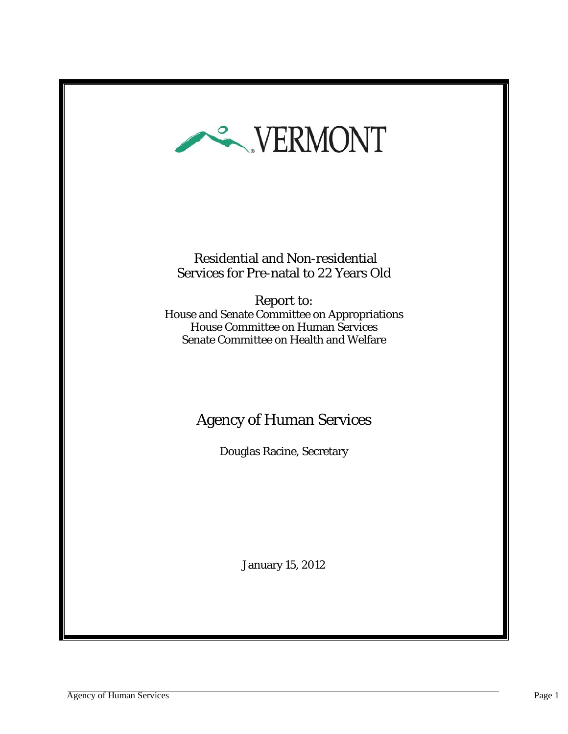VERMONT

# Residential and Non-residential Services for Pre-natal to 22 Years Old

Report to:
House and Senate Committee on Appropriations
House Committee on Human Services
Senate Committee on Health and Welfare

## Agency of Human Services

Douglas Racine, Secretary

January 15, 2012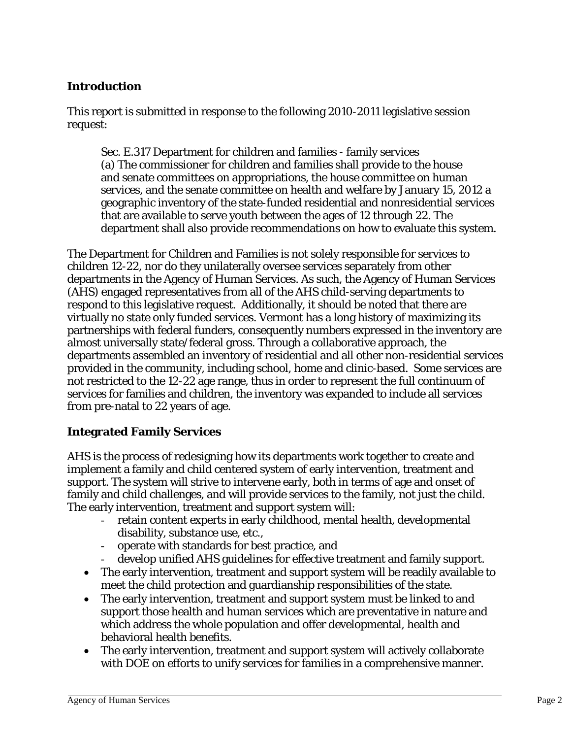## Introduction

This report is submitted in response to the following 2010-2011 legislative session request:

> Sec. E.317 Department for children and families - family services
> (a) The commissioner for children and families shall provide to the house and senate committees on appropriations, the house committee on human services, and the senate committee on health and welfare by January 15, 2012 a geographic inventory of the state-funded residential and nonresidential services that are available to serve youth between the ages of 12 through 22. The department shall also provide recommendations on how to evaluate this system.

The Department for Children and Families is not solely responsible for services to children 12-22, nor do they unilaterally oversee services separately from other departments in the Agency of Human Services. As such, the Agency of Human Services (AHS) engaged representatives from all of the AHS child-serving departments to respond to this legislative request. Additionally, it should be noted that there are virtually no state only funded services. Vermont has a long history of maximizing its partnerships with federal funders, consequently numbers expressed in the inventory are almost universally state/federal gross. Through a collaborative approach, the departments assembled an inventory of residential and all other non-residential services provided in the community, including school, home and clinic-based. Some services are not restricted to the 12-22 age range, thus in order to represent the full continuum of services for families and children, the inventory was expanded to include all services from pre-natal to 22 years of age.

## Integrated Family Services

AHS is the process of redesigning how its departments work together to create and implement a family and child centered system of early intervention, treatment and support. The system will strive to intervene early, both in terms of age and onset of family and child challenges, and will provide services to the family, not just the child. The early intervention, treatment and support system will:

- retain content experts in early childhood, mental health, developmental disability, substance use, etc.,
- operate with standards for best practice, and
- develop unified AHS guidelines for effective treatment and family support.

- The early intervention, treatment and support system will be readily available to meet the child protection and guardianship responsibilities of the state.
- The early intervention, treatment and support system must be linked to and support those health and human services which are preventative in nature and which address the whole population and offer developmental, health and behavioral health benefits.
- The early intervention, treatment and support system will actively collaborate with DOE on efforts to unify services for families in a comprehensive manner.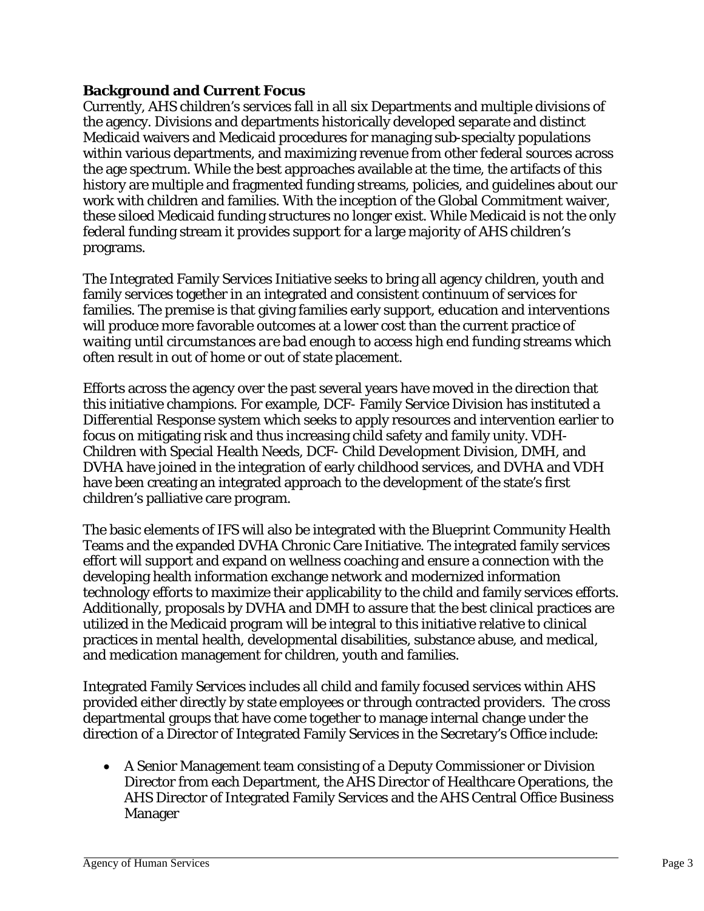### Background and Current Focus

Currently, AHS children's services fall in all six Departments and multiple divisions of the agency. Divisions and departments historically developed separate and distinct Medicaid waivers and Medicaid procedures for managing sub-specialty populations within various departments, and maximizing revenue from other federal sources across the age spectrum. While the best approaches available at the time, the artifacts of this history are multiple and fragmented funding streams, policies, and guidelines about our work with children and families. With the inception of the Global Commitment waiver, these siloed Medicaid funding structures no longer exist. While Medicaid is not the only federal funding stream it provides support for a large majority of AHS children's programs.

The Integrated Family Services Initiative seeks to bring all agency children, youth and family services together in an integrated and consistent continuum of services for families. The premise is that giving families early support, education and interventions will produce more favorable outcomes at a lower cost than the current practice of *waiting until circumstances are bad enough to access high end funding streams which often result in out of home or out of state placement.*

Efforts across the agency over the past several years have moved in the direction that this initiative champions. For example, DCF- Family Service Division has instituted a Differential Response system which seeks to apply resources and intervention earlier to focus on mitigating risk and thus increasing child safety and family unity. VDH-Children with Special Health Needs, DCF- Child Development Division, DMH, and DVHA have joined in the integration of early childhood services, and DVHA and VDH have been creating an integrated approach to the development of the state's first children's palliative care program.

The basic elements of IFS will also be integrated with the Blueprint Community Health Teams and the expanded DVHA Chronic Care Initiative. The integrated family services effort will support and expand on wellness coaching and ensure a connection with the developing health information exchange network and modernized information technology efforts to maximize their applicability to the child and family services efforts. Additionally, proposals by DVHA and DMH to assure that the best clinical practices are utilized in the Medicaid program will be integral to this initiative relative to clinical practices in mental health, developmental disabilities, substance abuse, and medical, and medication management for children, youth and families.

Integrated Family Services includes all child and family focused services within AHS provided either directly by state employees or through contracted providers. The cross departmental groups that have come together to manage internal change under the direction of a Director of Integrated Family Services in the Secretary's Office include:

- A Senior Management team consisting of a Deputy Commissioner or Division Director from each Department, the AHS Director of Healthcare Operations, the AHS Director of Integrated Family Services and the AHS Central Office Business Manager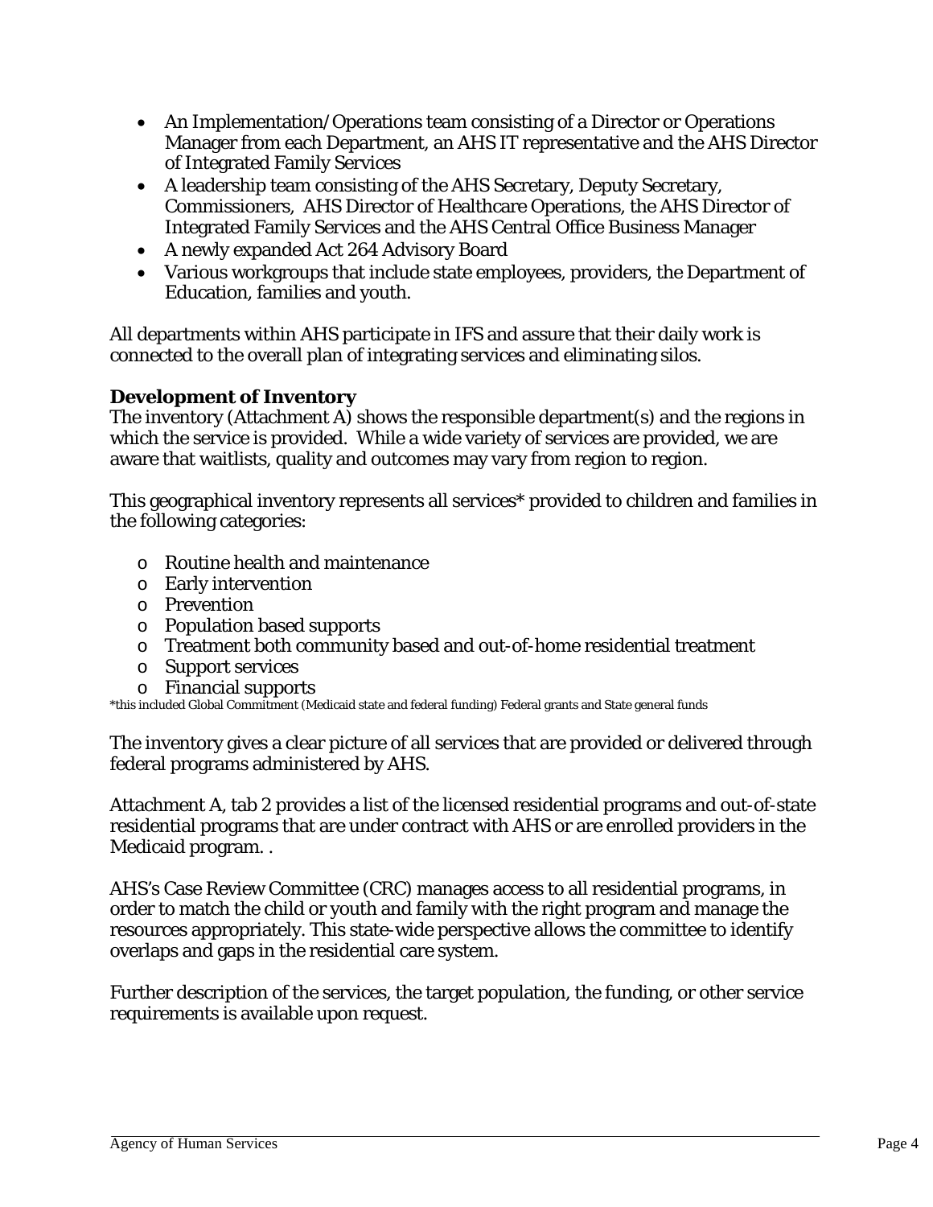- An Implementation/Operations team consisting of a Director or Operations Manager from each Department, an AHS IT representative and the AHS Director of Integrated Family Services
- A leadership team consisting of the AHS Secretary, Deputy Secretary, Commissioners, AHS Director of Healthcare Operations, the AHS Director of Integrated Family Services and the AHS Central Office Business Manager
- A newly expanded Act 264 Advisory Board
- Various workgroups that include state employees, providers, the Department of Education, families and youth.

All departments within AHS participate in IFS and assure that their daily work is connected to the overall plan of integrating services and eliminating silos.

**Development of Inventory**

The inventory (Attachment A) shows the responsible department(s) and the regions in which the service is provided. While a wide variety of services are provided, we are aware that waitlists, quality and outcomes may vary from region to region.

This geographical inventory represents all services* provided to children and families in the following categories:

- Routine health and maintenance
- Early intervention
- Prevention
- Population based supports
- Treatment both community based and out-of-home residential treatment
- Support services
- Financial supports

*this included Global Commitment (Medicaid state and federal funding) Federal grants and State general funds

The inventory gives a clear picture of all services that are provided or delivered through federal programs administered by AHS.

Attachment A, tab 2 provides a list of the licensed residential programs and out-of-state residential programs that are under contract with AHS or are enrolled providers in the Medicaid program. .

AHS's Case Review Committee (CRC) manages access to all residential programs, in order to match the child or youth and family with the right program and manage the resources appropriately. This state-wide perspective allows the committee to identify overlaps and gaps in the residential care system.

Further description of the services, the target population, the funding, or other service requirements is available upon request.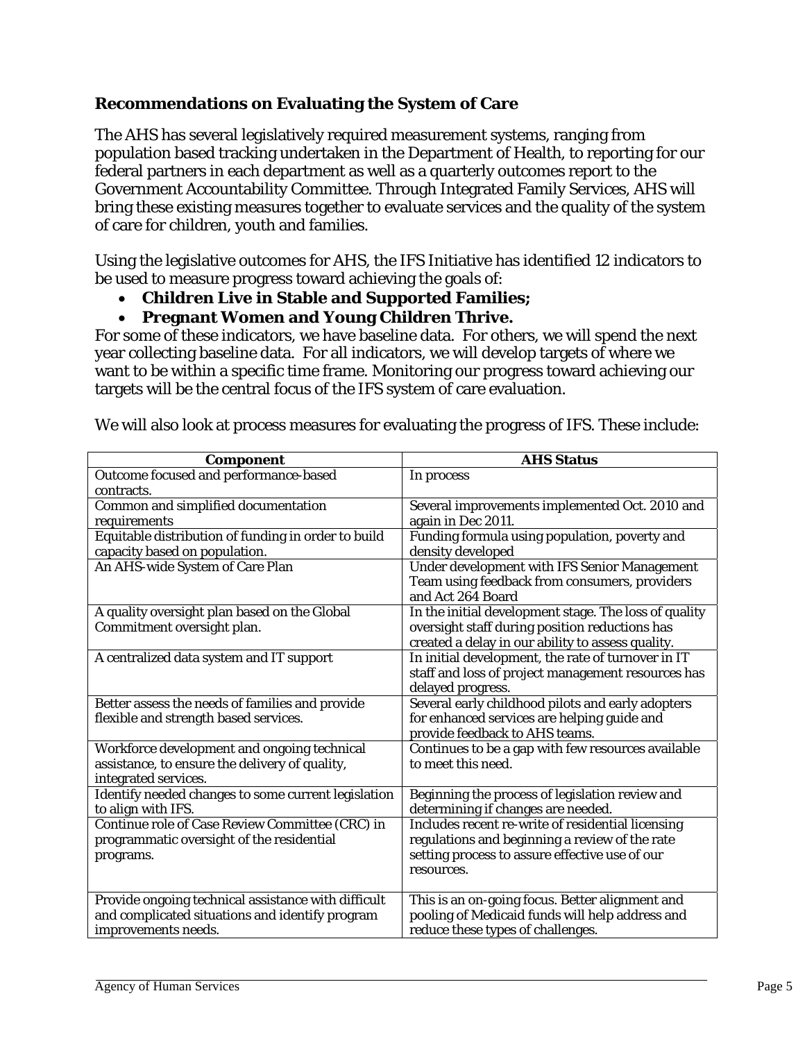## Recommendations on Evaluating the System of Care

The AHS has several legislatively required measurement systems, ranging from population based tracking undertaken in the Department of Health, to reporting for our federal partners in each department as well as a quarterly outcomes report to the Government Accountability Committee. Through Integrated Family Services, AHS will bring these existing measures together to evaluate services and the quality of the system of care for children, youth and families.

Using the legislative outcomes for AHS, the IFS Initiative has identified 12 indicators to be used to measure progress toward achieving the goals of:

- **Children Live in Stable and Supported Families;**
- **Pregnant Women and Young Children Thrive.**

For some of these indicators, we have baseline data. For others, we will spend the next year collecting baseline data. For all indicators, we will develop targets of where we want to be within a specific time frame. Monitoring our progress toward achieving our targets will be the central focus of the IFS system of care evaluation.

We will also look at process measures for evaluating the progress of IFS. These include:

| Component | AHS Status |
|---|---|
| Outcome focused and performance-based contracts. | In process |
| Common and simplified documentation requirements | Several improvements implemented Oct. 2010 and again in Dec 2011. |
| Equitable distribution of funding in order to build capacity based on population. | Funding formula using population, poverty and density developed |
| An AHS-wide System of Care Plan | Under development with IFS Senior Management Team using feedback from consumers, providers and Act 264 Board |
| A quality oversight plan based on the Global Commitment oversight plan. | In the initial development stage. The loss of quality oversight staff during position reductions has created a delay in our ability to assess quality. |
| A centralized data system and IT support | In initial development, the rate of turnover in IT staff and loss of project management resources has delayed progress. |
| Better assess the needs of families and provide flexible and strength based services. | Several early childhood pilots and early adopters for enhanced services are helping guide and provide feedback to AHS teams. |
| Workforce development and ongoing technical assistance, to ensure the delivery of quality, integrated services. | Continues to be a gap with few resources available to meet this need. |
| Identify needed changes to some current legislation to align with IFS. | Beginning the process of legislation review and determining if changes are needed. |
| Continue role of Case Review Committee (CRC) in programmatic oversight of the residential programs. | Includes recent re-write of residential licensing regulations and beginning a review of the rate setting process to assure effective use of our resources. |
| Provide ongoing technical assistance with difficult and complicated situations and identify program improvements needs. | This is an on-going focus. Better alignment and pooling of Medicaid funds will help address and reduce these types of challenges. |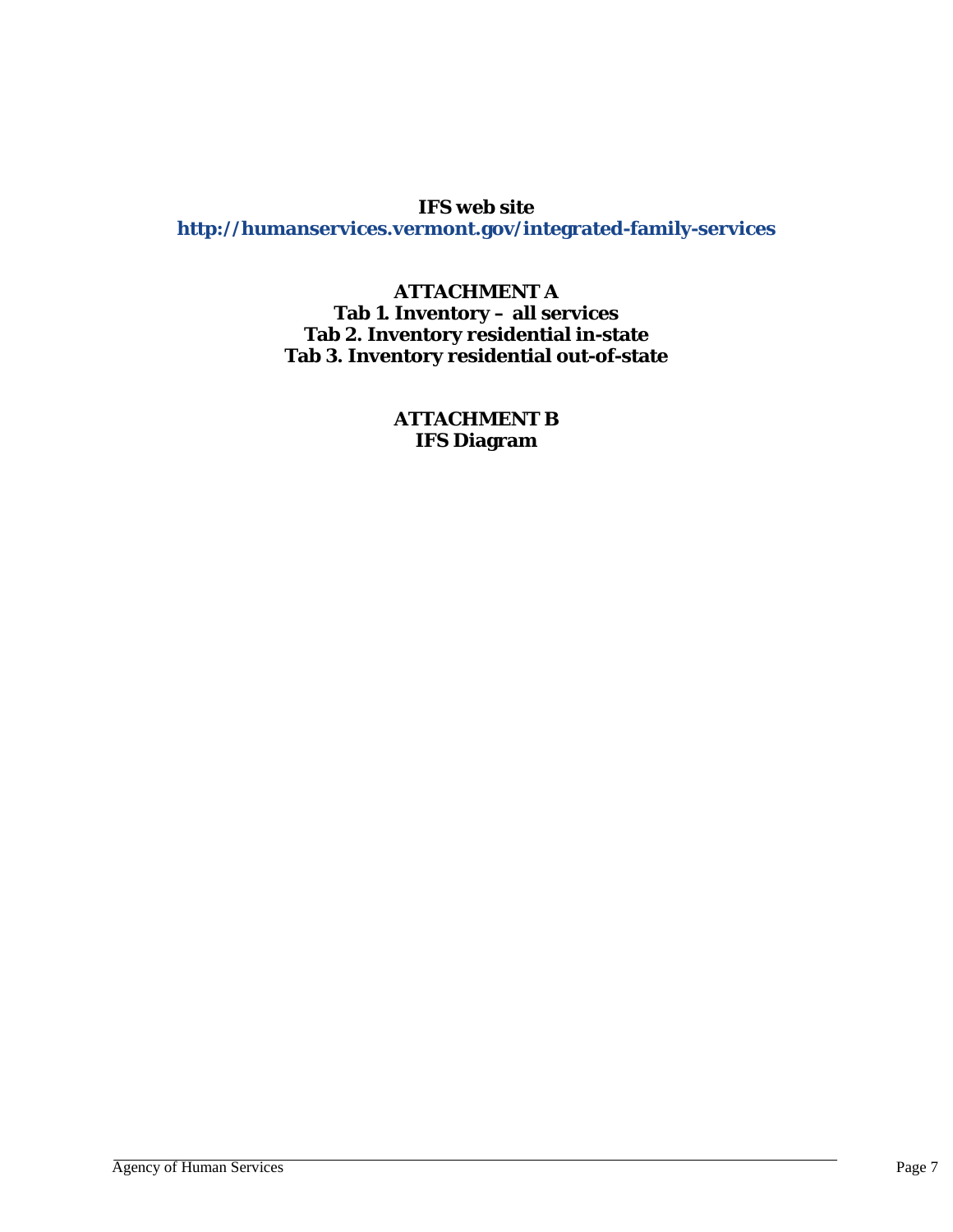**IFS web site**
**http://humanservices.vermont.gov/integrated-family-services**

**ATTACHMENT A**
**Tab 1. Inventory – all services**
**Tab 2. Inventory residential in-state**
**Tab 3. Inventory residential out-of-state**

**ATTACHMENT B**
**IFS Diagram**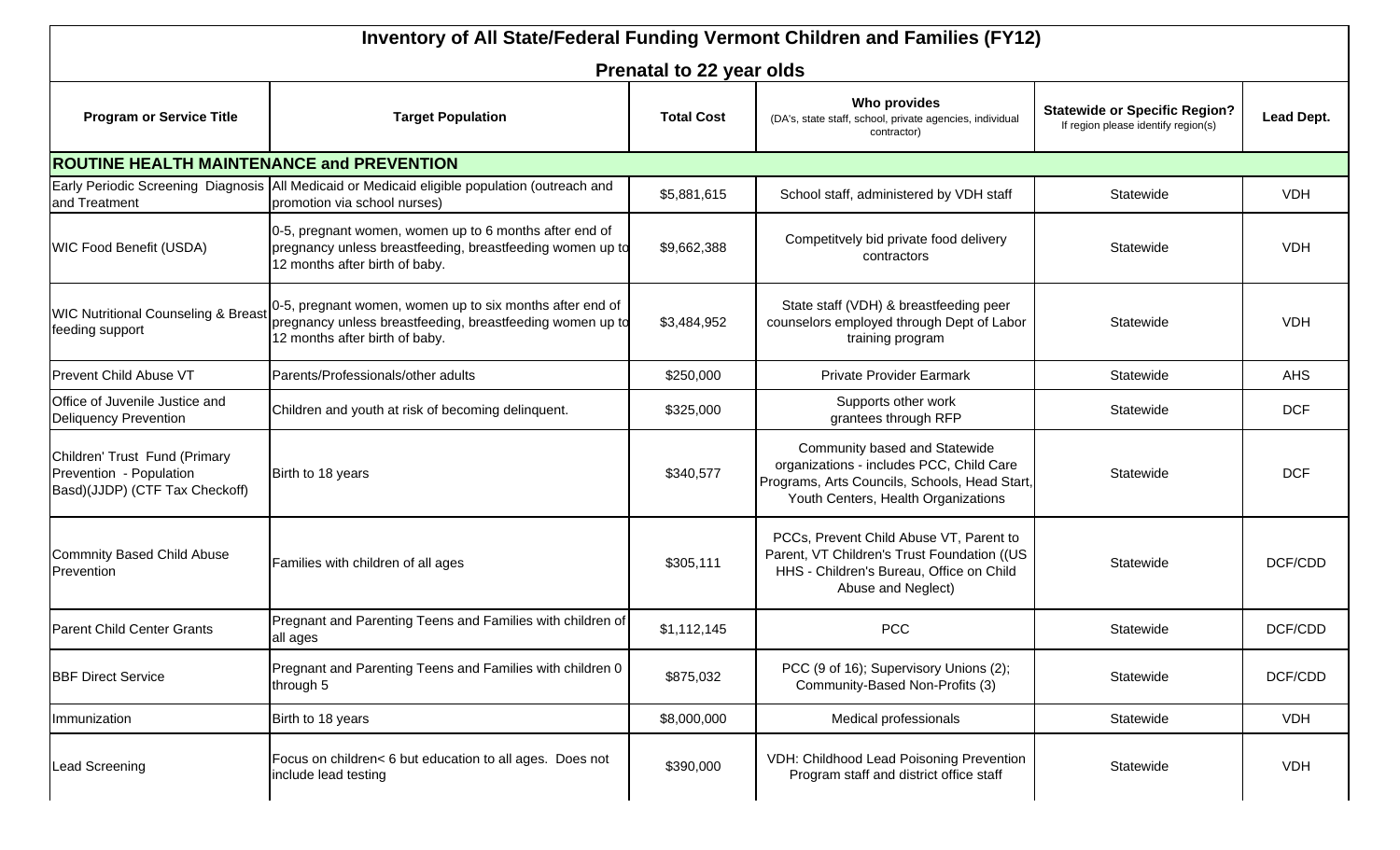# Inventory of All State/Federal Funding Vermont Children and Families (FY12)

## Prenatal to 22 year olds

| Program or Service Title | Target Population | Total Cost | Who provides (DA's, state staff, school, private agencies, individual contractor) | Statewide or Specific Region? If region please identify region(s) | Lead Dept. |
|---|---|---|---|---|---|
| **ROUTINE HEALTH MAINTENANCE and PREVENTION** | | | | | |
| Early Periodic Screening Diagnosis and Treatment | All Medicaid or Medicaid eligible population (outreach and promotion via school nurses) | $5,881,615 | School staff, administered by VDH staff | Statewide | VDH |
| WIC Food Benefit (USDA) | 0-5, pregnant women, women up to 6 months after end of pregnancy unless breastfeeding, breastfeeding women up to 12 months after birth of baby. | $9,662,388 | Competitvely bid private food delivery contractors | Statewide | VDH |
| WIC Nutritional Counseling & Breast feeding support | 0-5, pregnant women, women up to six months after end of pregnancy unless breastfeeding, breastfeeding women up to 12 months after birth of baby. | $3,484,952 | State staff (VDH) & breastfeeding peer counselors employed through Dept of Labor training program | Statewide | VDH |
| Prevent Child Abuse VT | Parents/Professionals/other adults | $250,000 | Private Provider Earmark | Statewide | AHS |
| Office of Juvenile Justice and Deliquency Prevention | Children and youth at risk of becoming delinquent. | $325,000 | Supports other work grantees through RFP | Statewide | DCF |
| Children' Trust Fund (Primary Prevention - Population Basd)(JJDP) (CTF Tax Checkoff) | Birth to 18 years | $340,577 | Community based and Statewide organizations - includes PCC, Child Care Programs, Arts Councils, Schools, Head Start, Youth Centers, Health Organizations | Statewide | DCF |
| Commnity Based Child Abuse Prevention | Families with children of all ages | $305,111 | PCCs, Prevent Child Abuse VT, Parent to Parent, VT Children's Trust Foundation ((US HHS - Children's Bureau, Office on Child Abuse and Neglect) | Statewide | DCF/CDD |
| Parent Child Center Grants | Pregnant and Parenting Teens and Families with children of all ages | $1,112,145 | PCC | Statewide | DCF/CDD |
| BBF Direct Service | Pregnant and Parenting Teens and Families with children 0 through 5 | $875,032 | PCC (9 of 16); Supervisory Unions (2); Community-Based Non-Profits (3) | Statewide | DCF/CDD |
| Immunization | Birth to 18 years | $8,000,000 | Medical professionals | Statewide | VDH |
| Lead Screening | Focus on children< 6 but education to all ages. Does not include lead testing | $390,000 | VDH: Childhood Lead Poisoning Prevention Program staff and district office staff | Statewide | VDH |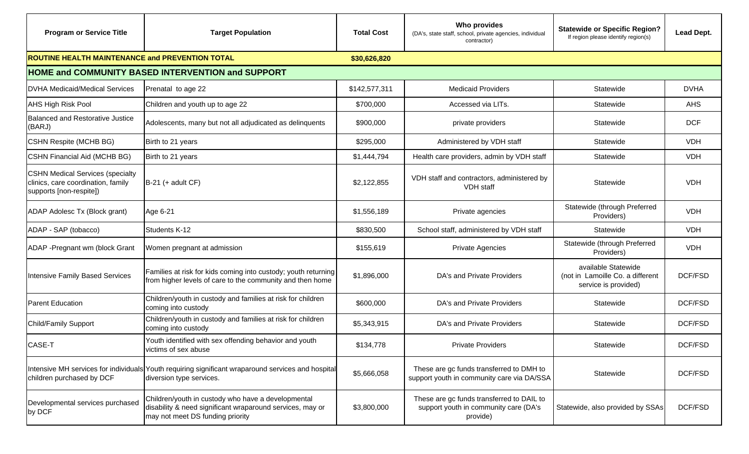| Program or Service Title | Target Population | Total Cost | Who provides (DA's, state staff, school, private agencies, individual contractor) | Statewide or Specific Region? If region please identify region(s) | Lead Dept. |
|---|---|---|---|---|---|
| **ROUTINE HEALTH MAINTENANCE and PREVENTION TOTAL** | | **$30,626,820** | | | |
| **HOME and COMMUNITY BASED INTERVENTION and SUPPORT** | | | | | |
| DVHA Medicaid/Medical Services | Prenatal to age 22 | $142,577,311 | Medicaid Providers | Statewide | DVHA |
| AHS High Risk Pool | Children and youth up to age 22 | $700,000 | Accessed via LITs. | Statewide | AHS |
| Balanced and Restorative Justice (BARJ) | Adolescents, many but not all adjudicated as delinquents | $900,000 | private providers | Statewide | DCF |
| CSHN Respite (MCHB BG) | Birth to 21 years | $295,000 | Administered by VDH staff | Statewide | VDH |
| CSHN Financial Aid (MCHB BG) | Birth to 21 years | $1,444,794 | Health care providers, admin by VDH staff | Statewide | VDH |
| CSHN Medical Services (specialty clinics, care coordination, family supports [non-respite]) | B-21 (+ adult CF) | $2,122,855 | VDH staff and contractors, administered by VDH staff | Statewide | VDH |
| ADAP Adolesc Tx (Block grant) | Age 6-21 | $1,556,189 | Private agencies | Statewide (through Preferred Providers) | VDH |
| ADAP - SAP (tobacco) | Students K-12 | $830,500 | School staff, administered by VDH staff | Statewide | VDH |
| ADAP -Pregnant wm (block Grant | Women pregnant at admission | $155,619 | Private Agencies | Statewide (through Preferred Providers) | VDH |
| Intensive Family Based Services | Families at risk for kids coming into custody; youth returning from higher levels of care to the community and then home | $1,896,000 | DA's and Private Providers | available Statewide (not in Lamoille Co. a different service is provided) | DCF/FSD |
| Parent Education | Children/youth in custody and families at risk for children coming into custody | $600,000 | DA's and Private Providers | Statewide | DCF/FSD |
| Child/Family Support | Children/youth in custody and families at risk for children coming into custody | $5,343,915 | DA's and Private Providers | Statewide | DCF/FSD |
| CASE-T | Youth identified with sex offending behavior and youth victims of sex abuse | $134,778 | Private Providers | Statewide | DCF/FSD |
| Intensive MH services for individuals children purchased by DCF | Youth requiring significant wraparound services and hospital diversion type services. | $5,666,058 | These are gc funds transferred to DMH to support youth in community care via DA/SSA | Statewide | DCF/FSD |
| Developmental services purchased by DCF | Children/youth in custody who have a developmental disability & need significant wraparound services, may or may not meet DS funding priority | $3,800,000 | These are gc funds transferred to DAIL to support youth in community care (DA's provide) | Statewide, also provided by SSAs | DCF/FSD |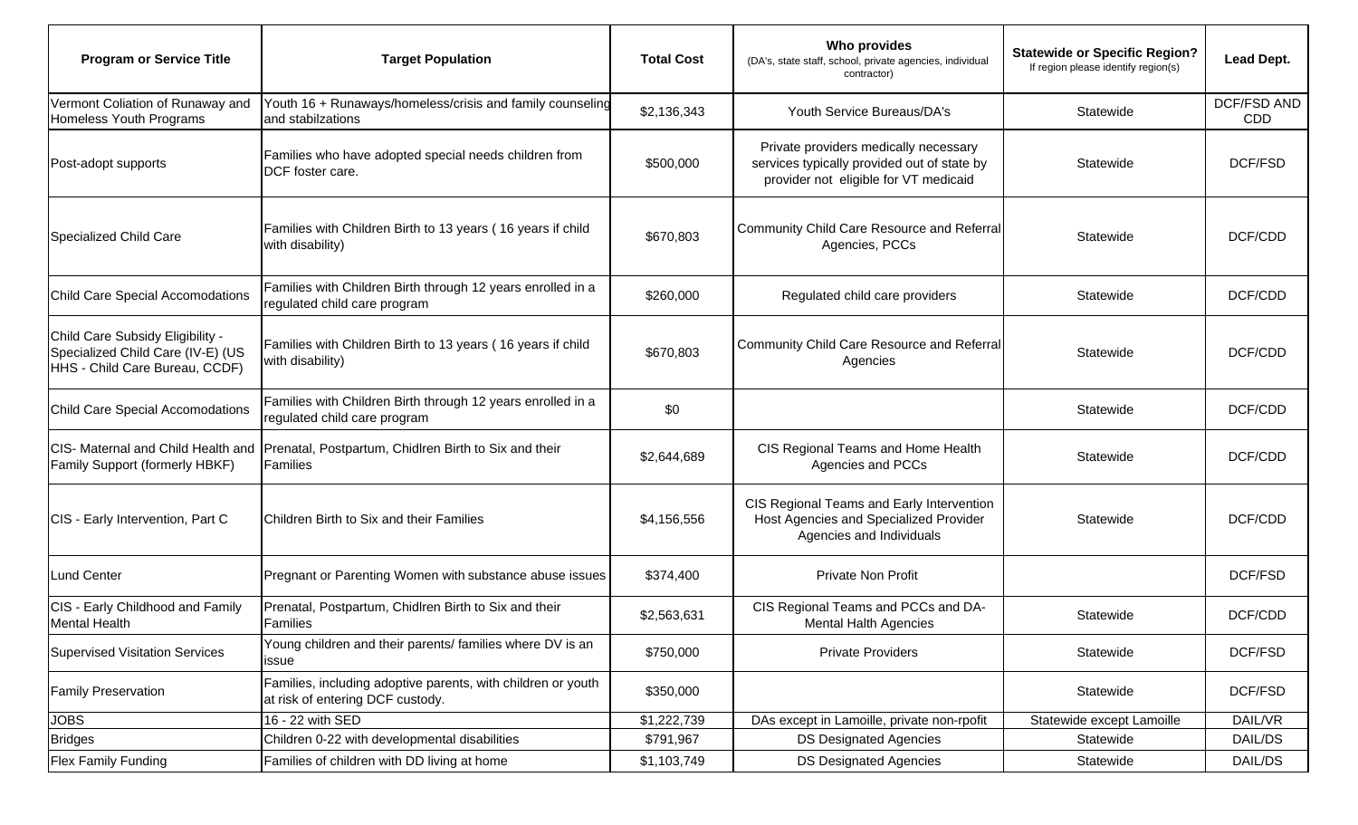| Program or Service Title | Target Population | Total Cost | Who provides (DA's, state staff, school, private agencies, individual contractor) | Statewide or Specific Region? If region please identify region(s) | Lead Dept. |
|---|---|---|---|---|---|
| Vermont Coliation of Runaway and Homeless Youth Programs | Youth 16 + Runaways/homeless/crisis and family counseling and stabilzations | $2,136,343 | Youth Service Bureaus/DA's | Statewide | DCF/FSD AND CDD |
| Post-adopt supports | Families who have adopted special needs children from DCF foster care. | $500,000 | Private providers medically necessary services typically provided out of state by provider not eligible for VT medicaid | Statewide | DCF/FSD |
| Specialized Child Care | Families with Children Birth to 13 years ( 16 years if child with disability) | $670,803 | Community Child Care Resource and Referral Agencies, PCCs | Statewide | DCF/CDD |
| Child Care Special Accomodations | Families with Children Birth through 12 years enrolled in a regulated child care program | $260,000 | Regulated child care providers | Statewide | DCF/CDD |
| Child Care Subsidy Eligibility - Specialized Child Care (IV-E) (US HHS - Child Care Bureau, CCDF) | Families with Children Birth to 13 years ( 16 years if child with disability) | $670,803 | Community Child Care Resource and Referral Agencies | Statewide | DCF/CDD |
| Child Care Special Accomodations | Families with Children Birth through 12 years enrolled in a regulated child care program | $0 | | Statewide | DCF/CDD |
| CIS- Maternal and Child Health and Family Support (formerly HBKF) | Prenatal, Postpartum, Chidlren Birth to Six and their Families | $2,644,689 | CIS Regional Teams and Home Health Agencies and PCCs | Statewide | DCF/CDD |
| CIS - Early Intervention, Part C | Children Birth to Six and their Families | $4,156,556 | CIS Regional Teams and Early Intervention Host Agencies and Specialized Provider Agencies and Individuals | Statewide | DCF/CDD |
| Lund Center | Pregnant or Parenting Women with substance abuse issues | $374,400 | Private Non Profit | | DCF/FSD |
| CIS - Early Childhood and Family Mental Health | Prenatal, Postpartum, Chidlren Birth to Six and their Families | $2,563,631 | CIS Regional Teams and PCCs and DA-Mental Halth Agencies | Statewide | DCF/CDD |
| Supervised Visitation Services | Young children and their parents/ families where DV is an issue | $750,000 | Private Providers | Statewide | DCF/FSD |
| Family Preservation | Families, including adoptive parents, with children or youth at risk of entering DCF custody. | $350,000 | | Statewide | DCF/FSD |
| JOBS | 16 - 22 with SED | $1,222,739 | DAs except in Lamoille, private non-rpofit | Statewide except Lamoille | DAIL/VR |
| Bridges | Children 0-22 with developmental disabilities | $791,967 | DS Designated Agencies | Statewide | DAIL/DS |
| Flex Family Funding | Families of children with DD living at home | $1,103,749 | DS Designated Agencies | Statewide | DAIL/DS |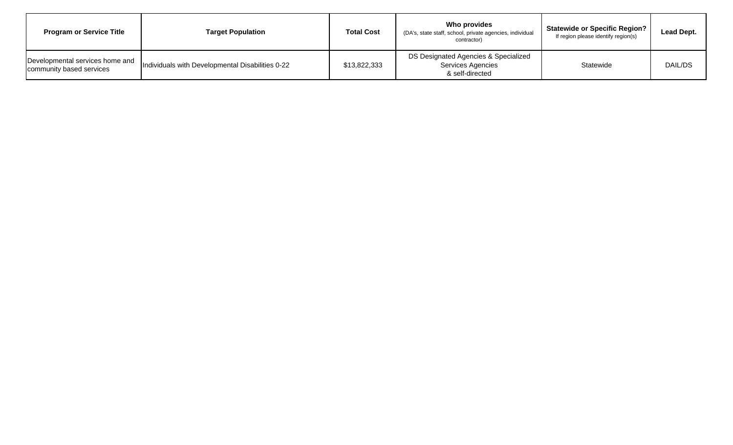| Program or Service Title | Target Population | Total Cost | Who provides (DA's, state staff, school, private agencies, individual contractor) | Statewide or Specific Region? If region please identify region(s) | Lead Dept. |
|---|---|---|---|---|---|
| Developmental services home and community based services | Individuals with Developmental Disabilities 0-22 | $13,822,333 | DS Designated Agencies & Specialized Services Agencies & self-directed | Statewide | DAIL/DS |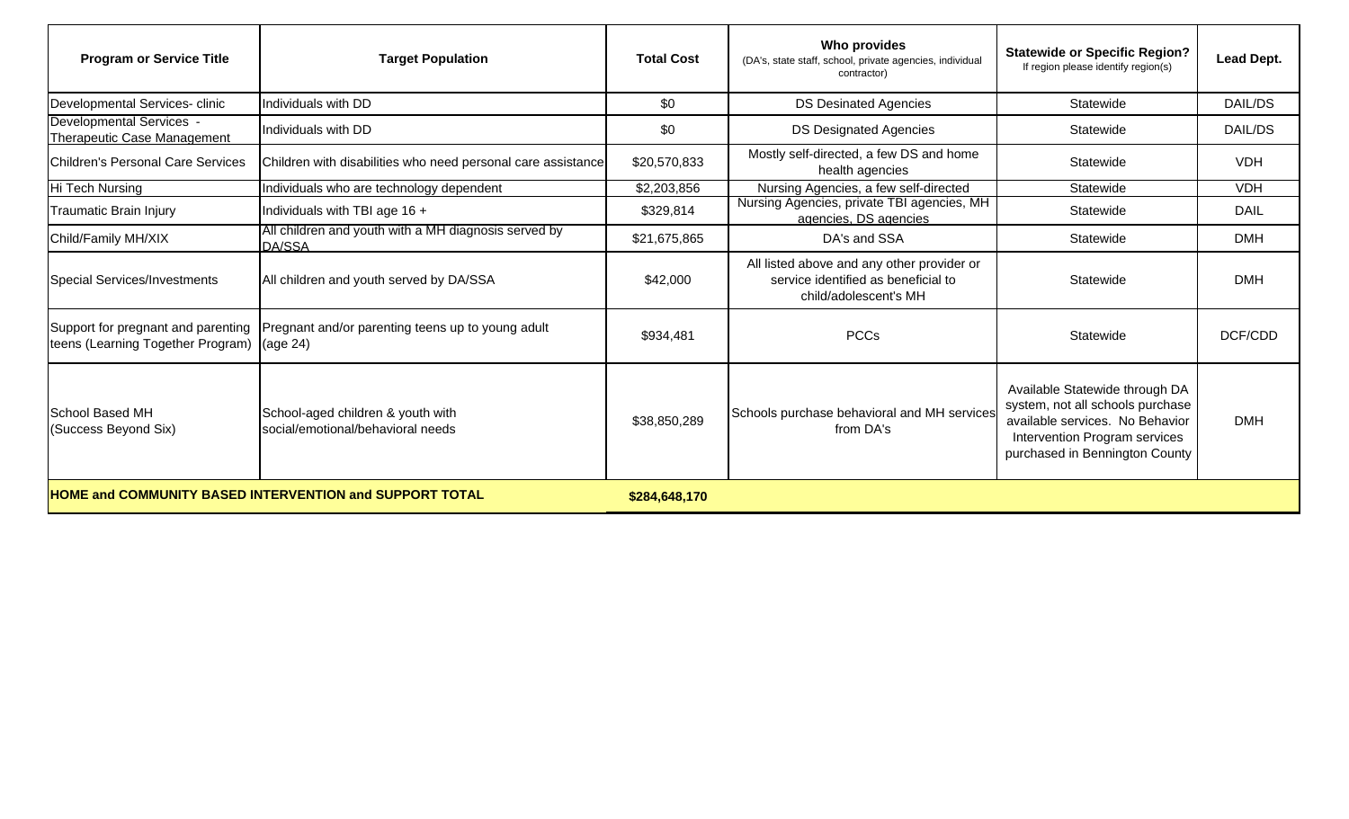| Program or Service Title | Target Population | Total Cost | Who provides (DA's, state staff, school, private agencies, individual contractor) | Statewide or Specific Region? If region please identify region(s) | Lead Dept. |
|---|---|---|---|---|---|
| Developmental Services- clinic | Individuals with DD | $0 | DS Desinated Agencies | Statewide | DAIL/DS |
| Developmental Services - Therapeutic Case Management | Individuals with DD | $0 | DS Designated Agencies | Statewide | DAIL/DS |
| Children's Personal Care Services | Children with disabilities who need personal care assistance | $20,570,833 | Mostly self-directed, a few DS and home health agencies | Statewide | VDH |
| Hi Tech Nursing | Individuals who are technology dependent | $2,203,856 | Nursing Agencies, a few self-directed | Statewide | VDH |
| Traumatic Brain Injury | Individuals with TBI age 16 + | $329,814 | Nursing Agencies, private TBI agencies, MH agencies, DS agencies | Statewide | DAIL |
| Child/Family MH/XIX | All children and youth with a MH diagnosis served by DA/SSA | $21,675,865 | DA's and SSA | Statewide | DMH |
| Special Services/Investments | All children and youth served by DA/SSA | $42,000 | All listed above and any other provider or service identified as beneficial to child/adolescent's MH | Statewide | DMH |
| Support for pregnant and parenting teens (Learning Together Program) | Pregnant and/or parenting teens up to young adult (age 24) | $934,481 | PCCs | Statewide | DCF/CDD |
| School Based MH (Success Beyond Six) | School-aged children & youth with social/emotional/behavioral needs | $38,850,289 | Schools purchase behavioral and MH services from DA's | Available Statewide through DA system, not all schools purchase available services. No Behavior Intervention Program services purchased in Bennington County | DMH |
| **HOME and COMMUNITY BASED INTERVENTION and SUPPORT TOTAL** | | **$284,648,170** | | | |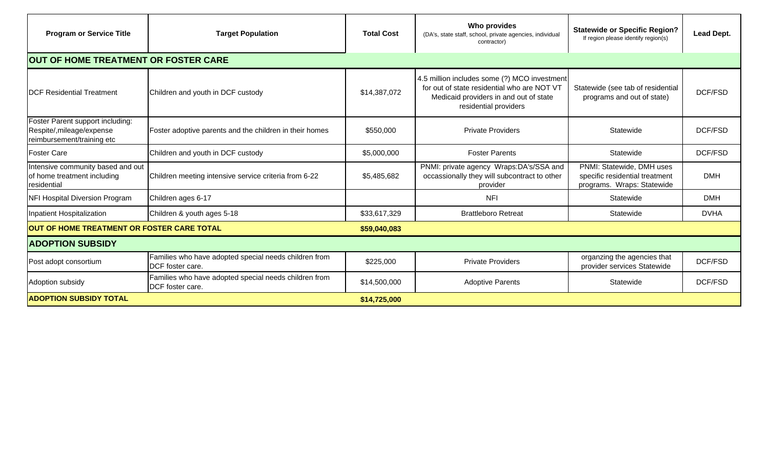| Program or Service Title | Target Population | Total Cost | Who provides (DA's, state staff, school, private agencies, individual contractor) | Statewide or Specific Region? If region please identify region(s) | Lead Dept. |
|---|---|---|---|---|---|
| **OUT OF HOME TREATMENT OR FOSTER CARE** | | | | | |
| DCF Residential Treatment | Children and youth in DCF custody | $14,387,072 | 4.5 million includes some (?) MCO investment for out of state residential who are NOT VT Medicaid providers in and out of state residential providers | Statewide (see tab of residential programs and out of state) | DCF/FSD |
| Foster Parent support including: Respite/,mileage/expense reimbursement/training etc | Foster adoptive parents and the children in their homes | $550,000 | Private Providers | Statewide | DCF/FSD |
| Foster Care | Children and youth in DCF custody | $5,000,000 | Foster Parents | Statewide | DCF/FSD |
| Intensive community based and out of home treatment including residential | Children meeting intensive service criteria from 6-22 | $5,485,682 | PNMI: private agency Wraps:DA's/SSA and occassionally they will subcontract to other provider | PNMI: Statewide, DMH uses specific residential treatment programs. Wraps: Statewide | DMH |
| NFI Hospital Diversion Program | Children ages 6-17 | | NFI | Statewide | DMH |
| Inpatient Hospitalization | Children & youth ages 5-18 | $33,617,329 | Brattleboro Retreat | Statewide | DVHA |
| **OUT OF HOME TREATMENT OR FOSTER CARE TOTAL** | | **$59,040,083** | | | |
| **ADOPTION SUBSIDY** | | | | | |
| Post adopt consortium | Families who have adopted special needs children from DCF foster care. | $225,000 | Private Providers | organzing the agencies that provider services Statewide | DCF/FSD |
| Adoption subsidy | Families who have adopted special needs children from DCF foster care. | $14,500,000 | Adoptive Parents | Statewide | DCF/FSD |
| **ADOPTION SUBSIDY TOTAL** | | **$14,725,000** | | | |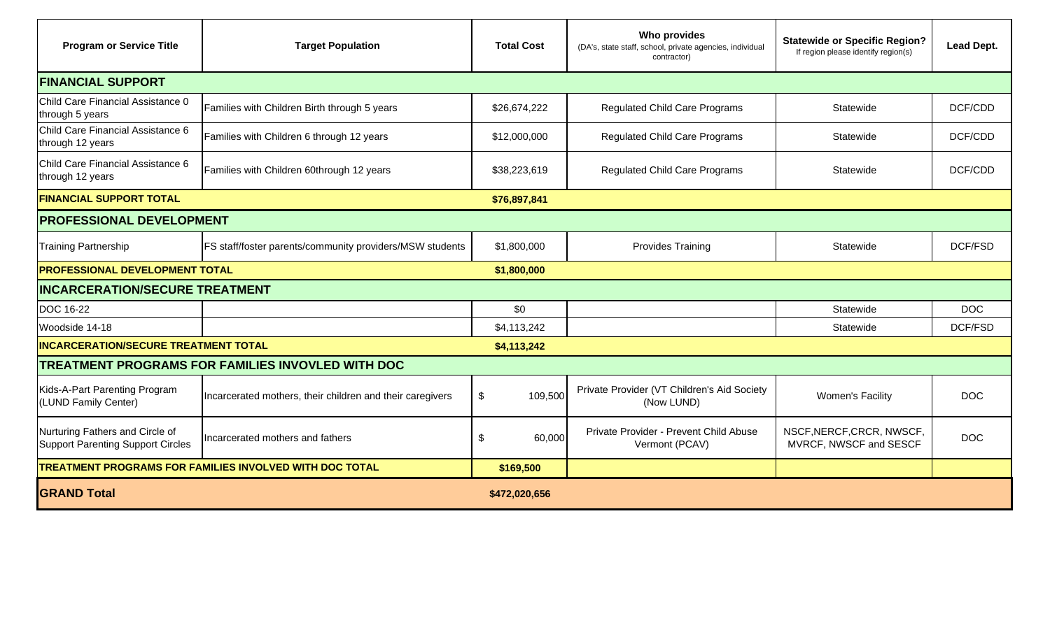| Program or Service Title | Target Population | Total Cost | Who provides (DA's, state staff, school, private agencies, individual contractor) | Statewide or Specific Region? If region please identify region(s) | Lead Dept. |
|---|---|---|---|---|---|
| **FINANCIAL SUPPORT** | | | | | |
| Child Care Financial Assistance 0 through 5 years | Families with Children Birth through 5 years | $26,674,222 | Regulated Child Care Programs | Statewide | DCF/CDD |
| Child Care Financial Assistance 6 through 12 years | Families with Children 6 through 12 years | $12,000,000 | Regulated Child Care Programs | Statewide | DCF/CDD |
| Child Care Financial Assistance 6 through 12 years | Families with Children 60through 12 years | $38,223,619 | Regulated Child Care Programs | Statewide | DCF/CDD |
| **FINANCIAL SUPPORT TOTAL** | | **$76,897,841** | | | |
| **PROFESSIONAL DEVELOPMENT** | | | | | |
| Training Partnership | FS staff/foster parents/community providers/MSW students | $1,800,000 | Provides Training | Statewide | DCF/FSD |
| **PROFESSIONAL DEVELOPMENT TOTAL** | | **$1,800,000** | | | |
| **INCARCERATION/SECURE TREATMENT** | | | | | |
| DOC 16-22 | | $0 | | Statewide | DOC |
| Woodside 14-18 | | $4,113,242 | | Statewide | DCF/FSD |
| **INCARCERATION/SECURE TREATMENT TOTAL** | | **$4,113,242** | | | |
| **TREATMENT PROGRAMS FOR FAMILIES INVOVLED WITH DOC** | | | | | |
| Kids-A-Part Parenting Program (LUND Family Center) | Incarcerated mothers, their children and their caregivers | $ 109,500 | Private Provider (VT Children's Aid Society (Now LUND) | Women's Facility | DOC |
| Nurturing Fathers and Circle of Support Parenting Support Circles | Incarcerated mothers and fathers | $ 60,000 | Private Provider - Prevent Child Abuse Vermont (PCAV) | NSCF,NERCF,CRCR, NWSCF, MVRCF, NWSCF and SESCF | DOC |
| **TREATMENT PROGRAMS FOR FAMILIES INVOLVED WITH DOC TOTAL** | | **$169,500** | | | |
| **GRAND Total** | | **$472,020,656** | | | |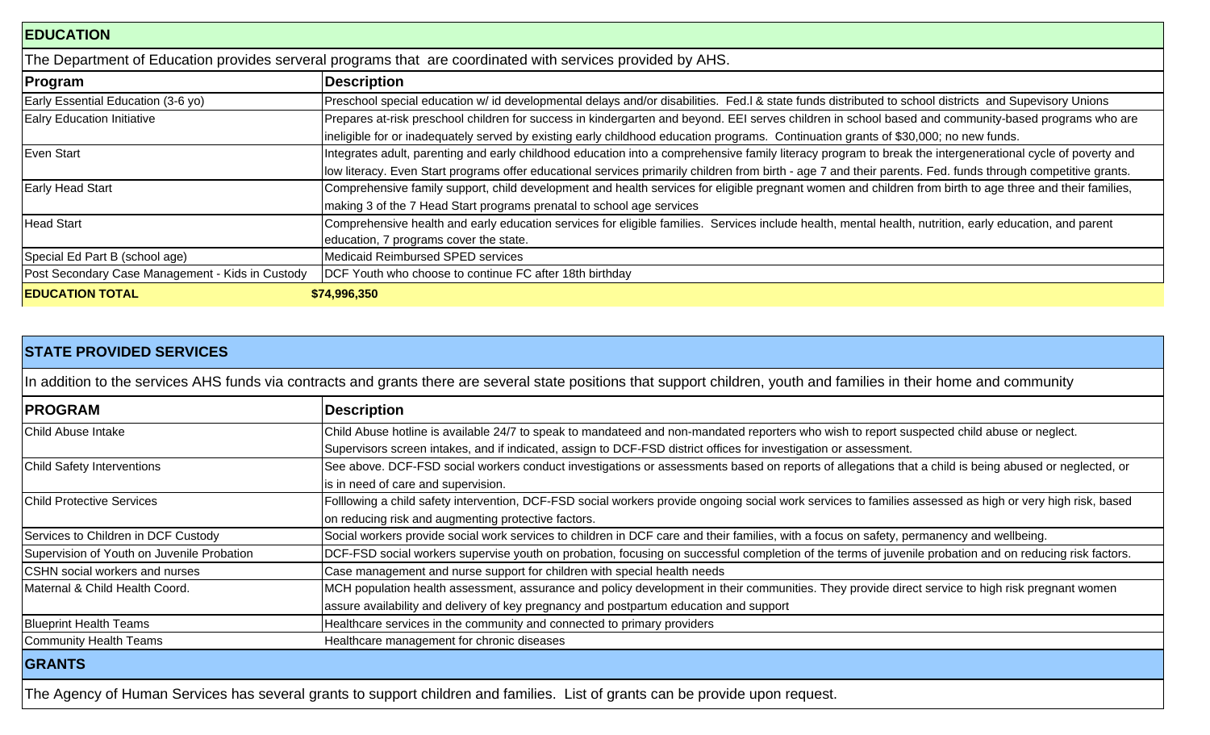## EDUCATION

The Department of Education provides serveral programs that are coordinated with services provided by AHS.

| Program | Description |
|---|---|
| Early Essential Education (3-6 yo) | Preschool special education w/ id developmental delays and/or disabilities. Fed.l & state funds distributed to school districts and Supevisory Unions |
| Ealry Education Initiative | Prepares at-risk preschool children for success in kindergarten and beyond. EEI serves children in school based and community-based programs who are ineligible for or inadequately served by existing early childhood education programs. Continuation grants of $30,000; no new funds. |
| Even Start | Integrates adult, parenting and early childhood education into a comprehensive family literacy program to break the intergenerational cycle of poverty and low literacy. Even Start programs offer educational services primarily children from birth - age 7 and their parents. Fed. funds through competitive grants. |
| Early Head Start | Comprehensive family support, child development and health services for eligible pregnant women and children from birth to age three and their families, making 3 of the 7 Head Start programs prenatal to school age services |
| Head Start | Comprehensive health and early education services for eligible families. Services include health, mental health, nutrition, early education, and parent education, 7 programs cover the state. |
| Special Ed Part B (school age) | Medicaid Reimbursed SPED services |
| Post Secondary Case Management - Kids in Custody | DCF Youth who choose to continue FC after 18th birthday |
| **EDUCATION TOTAL** | **$74,996,350** |

## STATE PROVIDED SERVICES

In addition to the services AHS funds via contracts and grants there are several state positions that support children, youth and families in their home and community

| PROGRAM | Description |
|---|---|
| Child Abuse Intake | Child Abuse hotline is available 24/7 to speak to mandateed and non-mandated reporters who wish to report suspected child abuse or neglect. Supervisors screen intakes, and if indicated, assign to DCF-FSD district offices for investigation or assessment. |
| Child Safety Interventions | See above. DCF-FSD social workers conduct investigations or assessments based on reports of allegations that a child is being abused or neglected, or is in need of care and supervision. |
| Child Protective Services | Folllowing a child safety intervention, DCF-FSD social workers provide ongoing social work services to families assessed as high or very high risk, based on reducing risk and augmenting protective factors. |
| Services to Children in DCF Custody | Social workers provide social work services to children in DCF care and their families, with a focus on safety, permanency and wellbeing. |
| Supervision of Youth on Juvenile Probation | DCF-FSD social workers supervise youth on probation, focusing on successful completion of the terms of juvenile probation and on reducing risk factors. |
| CSHN social workers and nurses | Case management and nurse support for children with special health needs |
| Maternal & Child Health Coord. | MCH population health assessment, assurance and policy development in their communities. They provide direct service to high risk pregnant women assure availability and delivery of key pregnancy and postpartum education and support |
| Blueprint Health Teams | Healthcare services in the community and connected to primary providers |
| Community Health Teams | Healthcare management for chronic diseases |

## GRANTS

The Agency of Human Services has several grants to support children and families. List of grants can be provide upon request.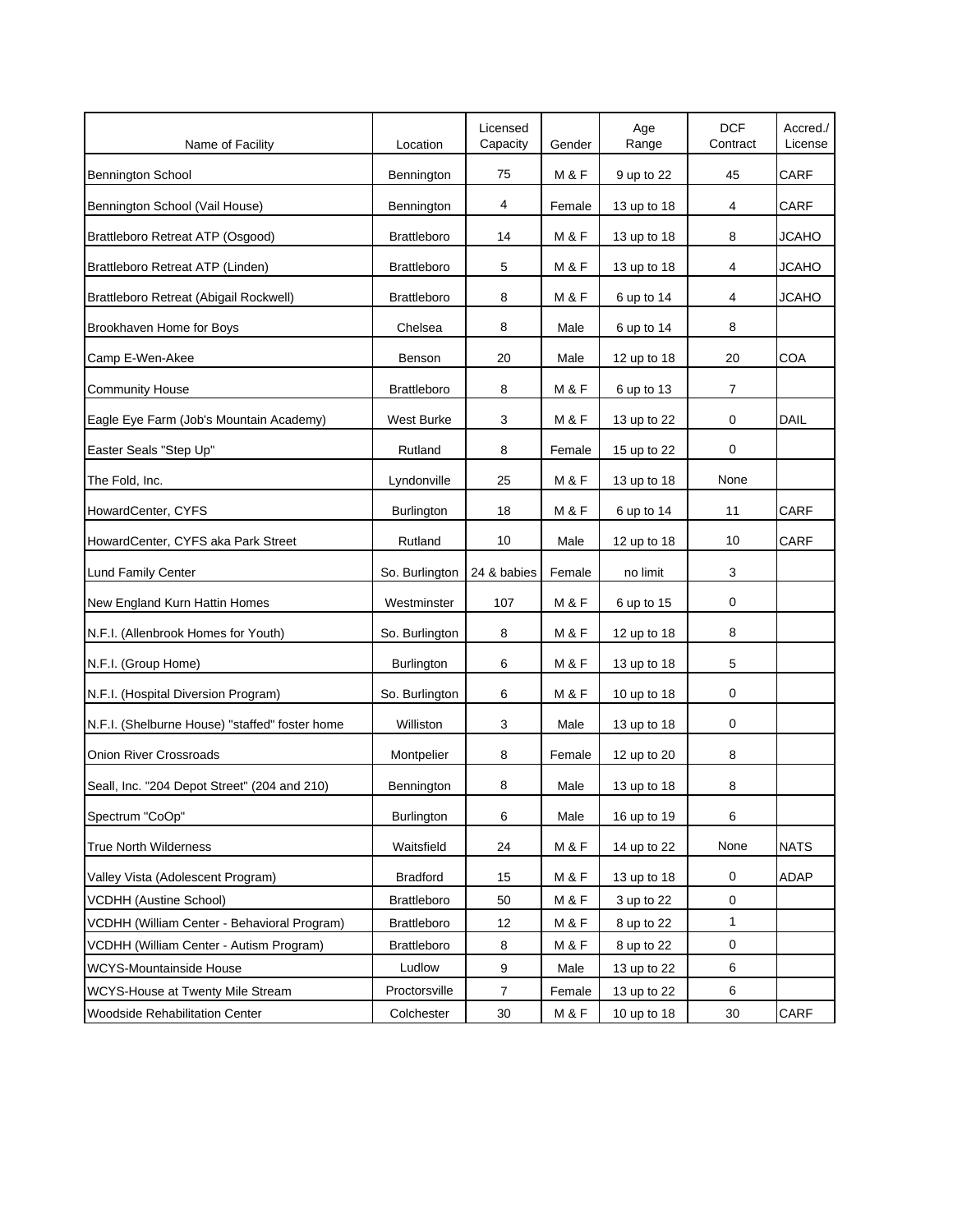| Name of Facility | Location | Licensed Capacity | Gender | Age Range | DCF Contract | Accred./ License |
|---|---|---|---|---|---|---|
| Bennington School | Bennington | 75 | M & F | 9 up to 22 | 45 | CARF |
| Bennington School (Vail House) | Bennington | 4 | Female | 13 up to 18 | 4 | CARF |
| Brattleboro Retreat ATP (Osgood) | Brattleboro | 14 | M & F | 13 up to 18 | 8 | JCAHO |
| Brattleboro Retreat ATP (Linden) | Brattleboro | 5 | M & F | 13 up to 18 | 4 | JCAHO |
| Brattleboro Retreat (Abigail Rockwell) | Brattleboro | 8 | M & F | 6 up to 14 | 4 | JCAHO |
| Brookhaven Home for Boys | Chelsea | 8 | Male | 6 up to 14 | 8 | |
| Camp E-Wen-Akee | Benson | 20 | Male | 12 up to 18 | 20 | COA |
| Community House | Brattleboro | 8 | M & F | 6 up to 13 | 7 | |
| Eagle Eye Farm (Job's Mountain Academy) | West Burke | 3 | M & F | 13 up to 22 | 0 | DAIL |
| Easter Seals "Step Up" | Rutland | 8 | Female | 15 up to 22 | 0 | |
| The Fold, Inc. | Lyndonville | 25 | M & F | 13 up to 18 | None | |
| HowardCenter, CYFS | Burlington | 18 | M & F | 6 up to 14 | 11 | CARF |
| HowardCenter, CYFS aka Park Street | Rutland | 10 | Male | 12 up to 18 | 10 | CARF |
| Lund Family Center | So. Burlington | 24 & babies | Female | no limit | 3 | |
| New England Kurn Hattin Homes | Westminster | 107 | M & F | 6 up to 15 | 0 | |
| N.F.I. (Allenbrook Homes for Youth) | So. Burlington | 8 | M & F | 12 up to 18 | 8 | |
| N.F.I. (Group Home) | Burlington | 6 | M & F | 13 up to 18 | 5 | |
| N.F.I. (Hospital Diversion Program) | So. Burlington | 6 | M & F | 10 up to 18 | 0 | |
| N.F.I. (Shelburne House) "staffed" foster home | Williston | 3 | Male | 13 up to 18 | 0 | |
| Onion River Crossroads | Montpelier | 8 | Female | 12 up to 20 | 8 | |
| Seall, Inc. "204 Depot Street" (204 and 210) | Bennington | 8 | Male | 13 up to 18 | 8 | |
| Spectrum "CoOp" | Burlington | 6 | Male | 16 up to 19 | 6 | |
| True North Wilderness | Waitsfield | 24 | M & F | 14 up to 22 | None | NATS |
| Valley Vista (Adolescent Program) | Bradford | 15 | M & F | 13 up to 18 | 0 | ADAP |
| VCDHH (Austine School) | Brattleboro | 50 | M & F | 3 up to 22 | 0 | |
| VCDHH (William Center - Behavioral Program) | Brattleboro | 12 | M & F | 8 up to 22 | 1 | |
| VCDHH (William Center - Autism Program) | Brattleboro | 8 | M & F | 8 up to 22 | 0 | |
| WCYS-Mountainside House | Ludlow | 9 | Male | 13 up to 22 | 6 | |
| WCYS-House at Twenty Mile Stream | Proctorsville | 7 | Female | 13 up to 22 | 6 | |
| Woodside Rehabilitation Center | Colchester | 30 | M & F | 10 up to 18 | 30 | CARF |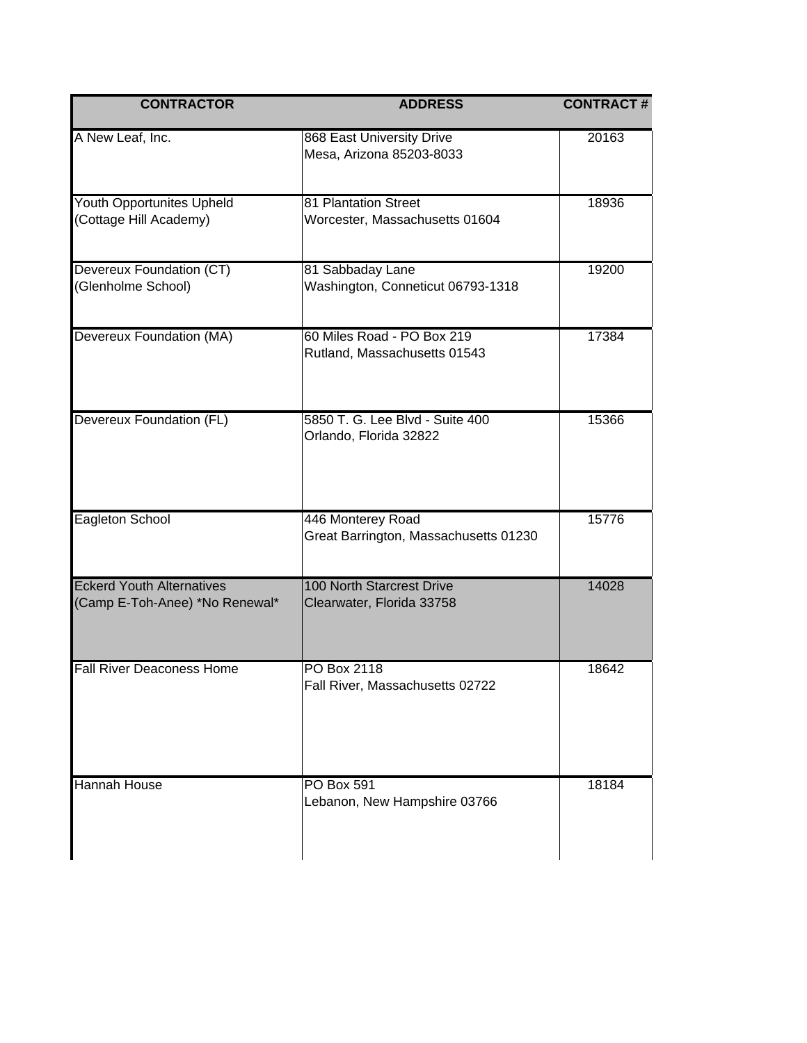| CONTRACTOR | ADDRESS | CONTRACT # |
|---|---|---|
| A New Leaf, Inc. | 868 East University Drive<br>Mesa, Arizona 85203-8033 | 20163 |
| Youth Opportunites Upheld<br>(Cottage Hill Academy) | 81 Plantation Street<br>Worcester, Massachusetts 01604 | 18936 |
| Devereux Foundation (CT)<br>(Glenholme School) | 81 Sabbaday Lane<br>Washington, Conneticut 06793-1318 | 19200 |
| Devereux Foundation (MA) | 60 Miles Road - PO Box 219<br>Rutland, Massachusetts 01543 | 17384 |
| Devereux Foundation (FL) | 5850 T. G. Lee Blvd - Suite 400<br>Orlando, Florida 32822 | 15366 |
| Eagleton School | 446 Monterey Road<br>Great Barrington, Massachusetts 01230 | 15776 |
| Eckerd Youth Alternatives<br>(Camp E-Toh-Anee) *No Renewal* | 100 North Starcrest Drive<br>Clearwater, Florida 33758 | 14028 |
| Fall River Deaconess Home | PO Box 2118<br>Fall River, Massachusetts 02722 | 18642 |
| Hannah House | PO Box 591<br>Lebanon, New Hampshire 03766 | 18184 |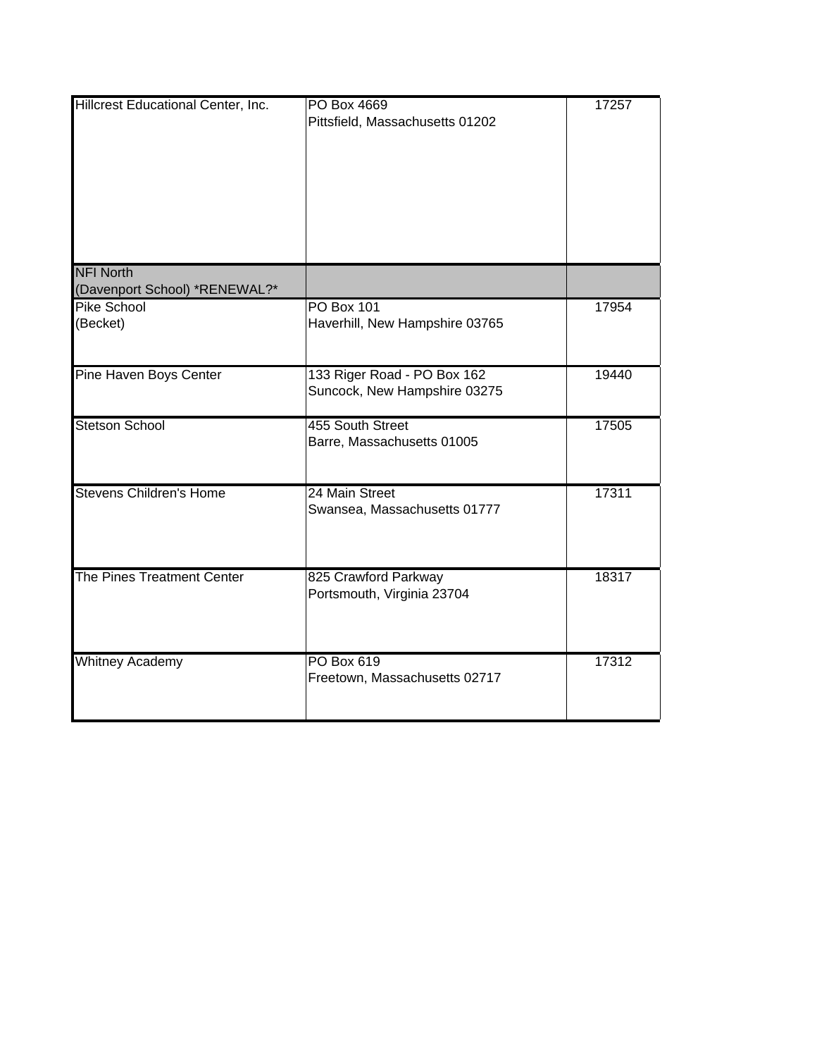| | | |
|---|---|---|
| Hillcrest Educational Center, Inc. | PO Box 4669<br>Pittsfield, Massachusetts 01202 | 17257 |
| NFI North<br>(Davenport School) *RENEWAL?* | | |
| Pike School<br>(Becket) | PO Box 101<br>Haverhill, New Hampshire 03765 | 17954 |
| Pine Haven Boys Center | 133 Riger Road - PO Box 162<br>Suncock, New Hampshire 03275 | 19440 |
| Stetson School | 455 South Street<br>Barre, Massachusetts 01005 | 17505 |
| Stevens Children's Home | 24 Main Street<br>Swansea, Massachusetts 01777 | 17311 |
| The Pines Treatment Center | 825 Crawford Parkway<br>Portsmouth, Virginia 23704 | 18317 |
| Whitney Academy | PO Box 619<br>Freetown, Massachusetts 02717 | 17312 |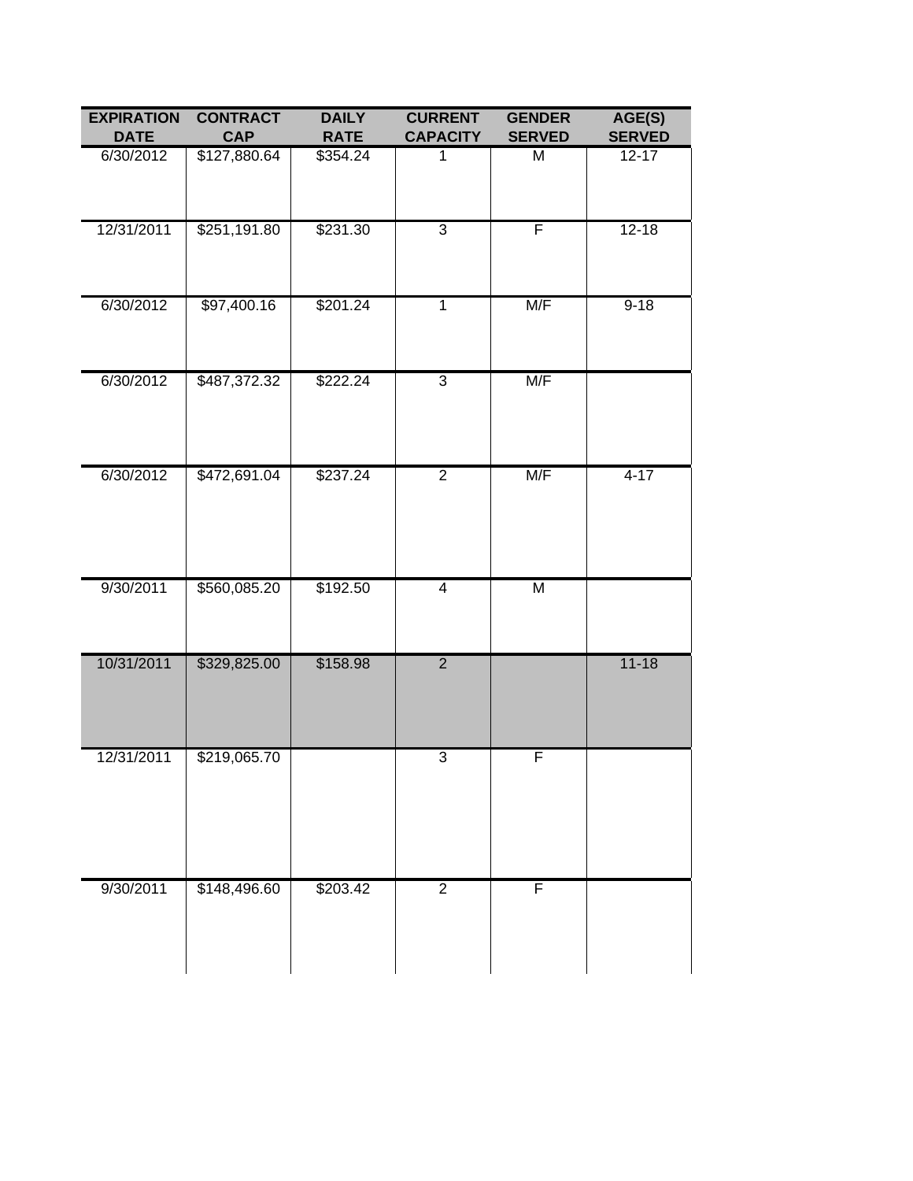| EXPIRATION DATE | CONTRACT CAP | DAILY RATE | CURRENT CAPACITY | GENDER SERVED | AGE(S) SERVED |
|---|---|---|---|---|---|
| 6/30/2012 | $127,880.64 | $354.24 | 1 | M | 12-17 |
| 12/31/2011 | $251,191.80 | $231.30 | 3 | F | 12-18 |
| 6/30/2012 | $97,400.16 | $201.24 | 1 | M/F | 9-18 |
| 6/30/2012 | $487,372.32 | $222.24 | 3 | M/F | |
| 6/30/2012 | $472,691.04 | $237.24 | 2 | M/F | 4-17 |
| 9/30/2011 | $560,085.20 | $192.50 | 4 | M | |
| 10/31/2011 | $329,825.00 | $158.98 | 2 | | 11-18 |
| 12/31/2011 | $219,065.70 | | 3 | F | |
| 9/30/2011 | $148,496.60 | $203.42 | 2 | F | |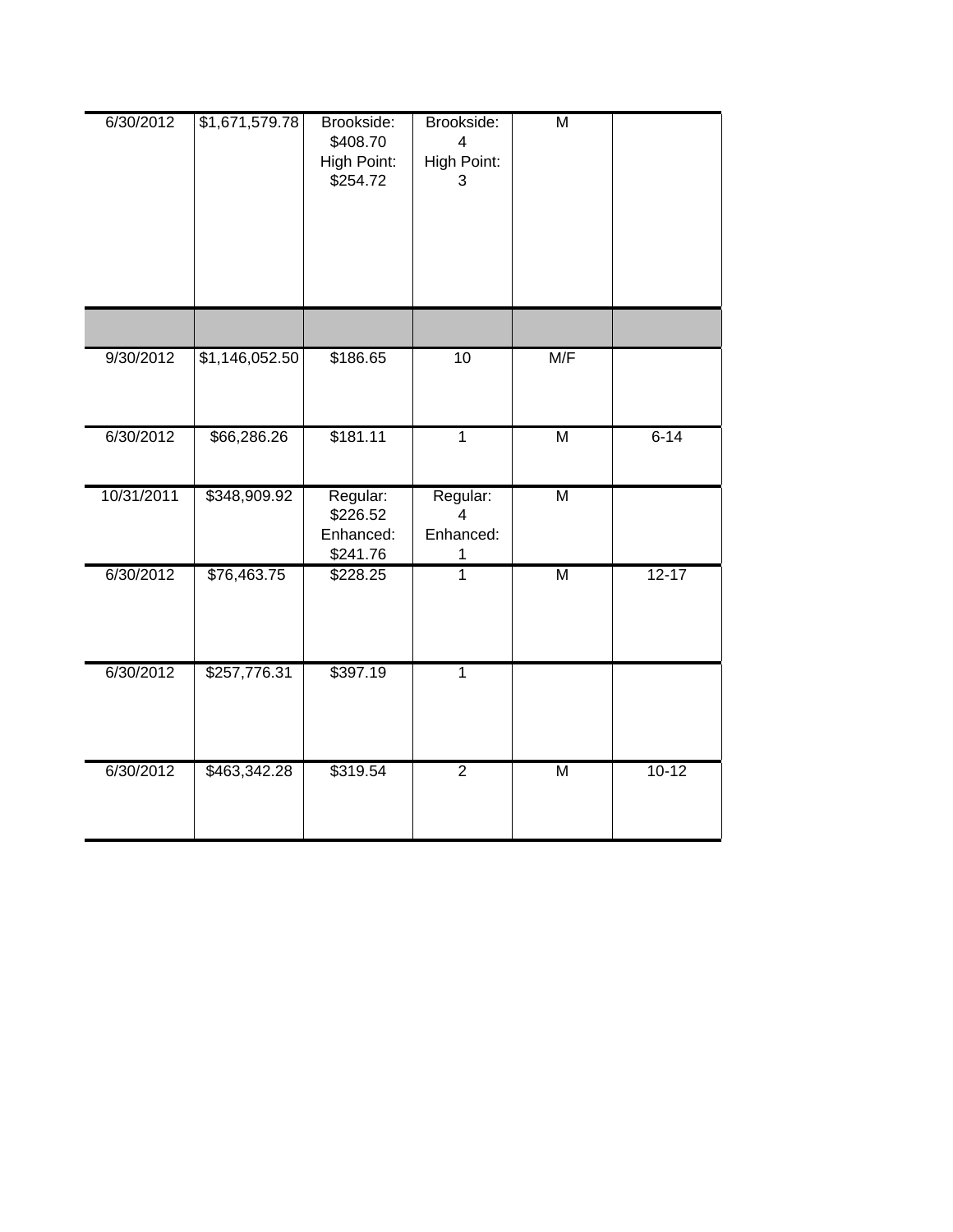| | | | | | |
|---|---|---|---|---|---|
| 6/30/2012 | $1,671,579.78 | Brookside: $408.70 High Point: $254.72 | Brookside: 4 High Point: 3 | M | |
| | | | | | |
| 9/30/2012 | $1,146,052.50 | $186.65 | 10 | M/F | |
| 6/30/2012 | $66,286.26 | $181.11 | 1 | M | 6-14 |
| 10/31/2011 | $348,909.92 | Regular: $226.52 Enhanced: $241.76 | Regular: 4 Enhanced: 1 | M | |
| 6/30/2012 | $76,463.75 | $228.25 | 1 | M | 12-17 |
| 6/30/2012 | $257,776.31 | $397.19 | 1 | | |
| 6/30/2012 | $463,342.28 | $319.54 | 2 | M | 10-12 |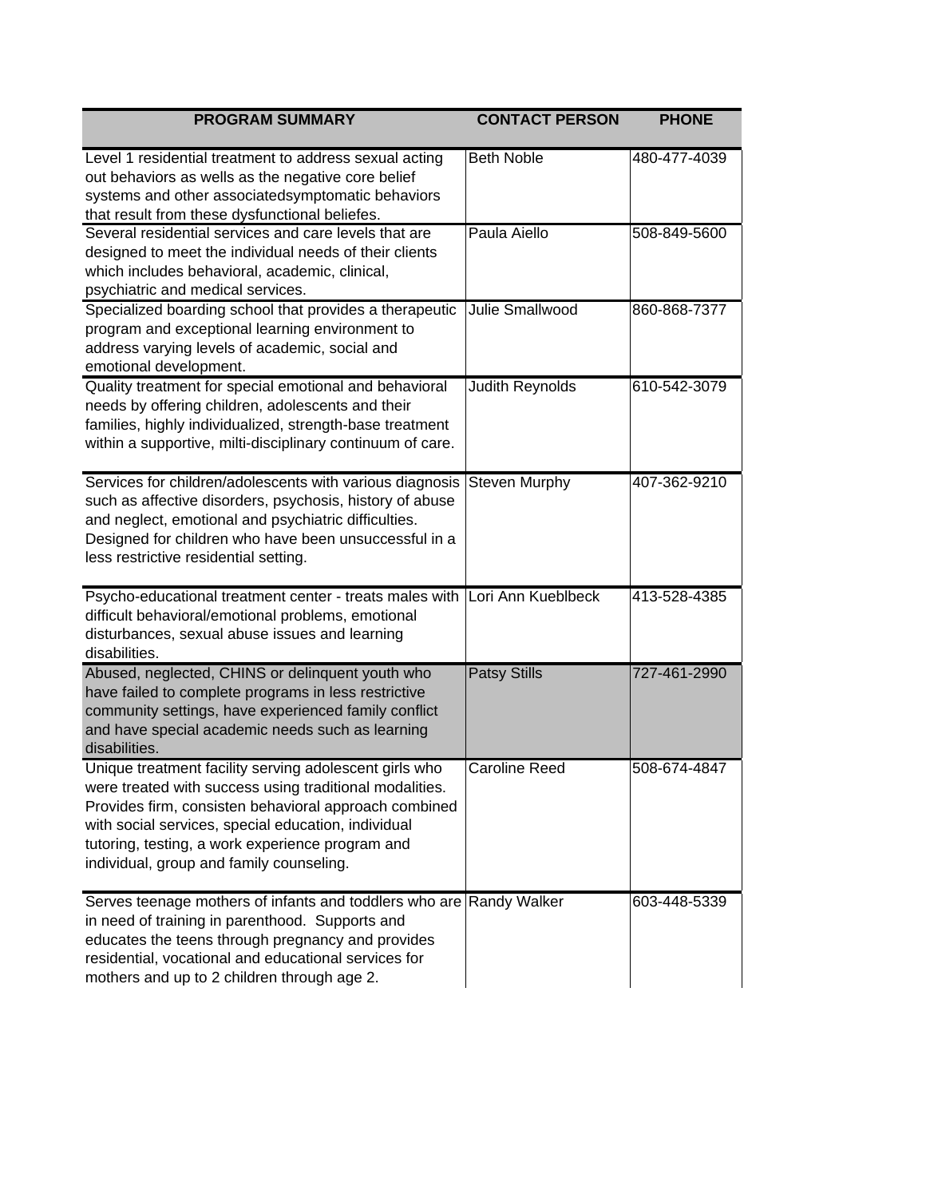| PROGRAM SUMMARY | CONTACT PERSON | PHONE |
|---|---|---|
| Level 1 residential treatment to address sexual acting out behaviors as wells as the negative core belief systems and other associatedsymptomatic behaviors that result from these dysfunctional beliefes. | Beth Noble | 480-477-4039 |
| Several residential services and care levels that are designed to meet the individual needs of their clients which includes behavioral, academic, clinical, psychiatric and medical services. | Paula Aiello | 508-849-5600 |
| Specialized boarding school that provides a therapeutic program and exceptional learning environment to address varying levels of academic, social and emotional development. | Julie Smallwood | 860-868-7377 |
| Quality treatment for special emotional and behavioral needs by offering children, adolescents and their families, highly individualized, strength-base treatment within a supportive, milti-disciplinary continuum of care. | Judith Reynolds | 610-542-3079 |
| Services for children/adolescents with various diagnosis such as affective disorders, psychosis, history of abuse and neglect, emotional and psychiatric difficulties. Designed for children who have been unsuccessful in a less restrictive residential setting. | Steven Murphy | 407-362-9210 |
| Psycho-educational treatment center - treats males with difficult behavioral/emotional problems, emotional disturbances, sexual abuse issues and learning disabilities. | Lori Ann Kueblbeck | 413-528-4385 |
| Abused, neglected, CHINS or delinquent youth who have failed to complete programs in less restrictive community settings, have experienced family conflict and have special academic needs such as learning disabilities. | Patsy Stills | 727-461-2990 |
| Unique treatment facility serving adolescent girls who were treated with success using traditional modalities. Provides firm, consisten behavioral approach combined with social services, special education, individual tutoring, testing, a work experience program and individual, group and family counseling. | Caroline Reed | 508-674-4847 |
| Serves teenage mothers of infants and toddlers who are in need of training in parenthood. Supports and educates the teens through pregnancy and provides residential, vocational and educational services for mothers and up to 2 children through age 2. | Randy Walker | 603-448-5339 |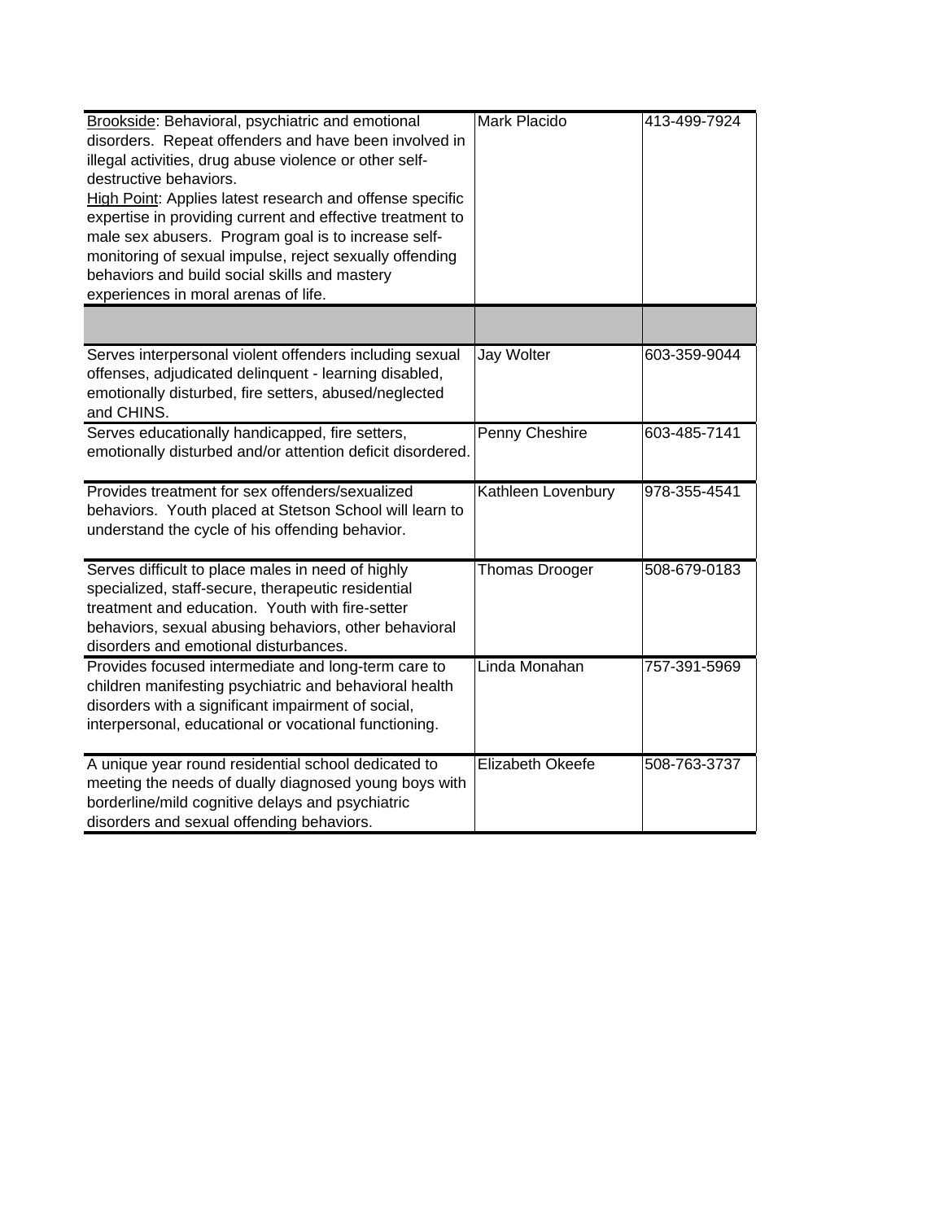| | | |
|---|---|---|
| Brookside: Behavioral, psychiatric and emotional disorders. Repeat offenders and have been involved in illegal activities, drug abuse violence or other self-destructive behaviors.<br>High Point: Applies latest research and offense specific expertise in providing current and effective treatment to male sex abusers. Program goal is to increase self-monitoring of sexual impulse, reject sexually offending behaviors and build social skills and mastery experiences in moral arenas of life. | Mark Placido | 413-499-7924 |
| | | |
| Serves interpersonal violent offenders including sexual offenses, adjudicated delinquent - learning disabled, emotionally disturbed, fire setters, abused/neglected and CHINS. | Jay Wolter | 603-359-9044 |
| Serves educationally handicapped, fire setters, emotionally disturbed and/or attention deficit disordered. | Penny Cheshire | 603-485-7141 |
| Provides treatment for sex offenders/sexualized behaviors. Youth placed at Stetson School will learn to understand the cycle of his offending behavior. | Kathleen Lovenbury | 978-355-4541 |
| Serves difficult to place males in need of highly specialized, staff-secure, therapeutic residential treatment and education. Youth with fire-setter behaviors, sexual abusing behaviors, other behavioral disorders and emotional disturbances. | Thomas Drooger | 508-679-0183 |
| Provides focused intermediate and long-term care to children manifesting psychiatric and behavioral health disorders with a significant impairment of social, interpersonal, educational or vocational functioning. | Linda Monahan | 757-391-5969 |
| A unique year round residential school dedicated to meeting the needs of dually diagnosed young boys with borderline/mild cognitive delays and psychiatric disorders and sexual offending behaviors. | Elizabeth Okeefe | 508-763-3737 |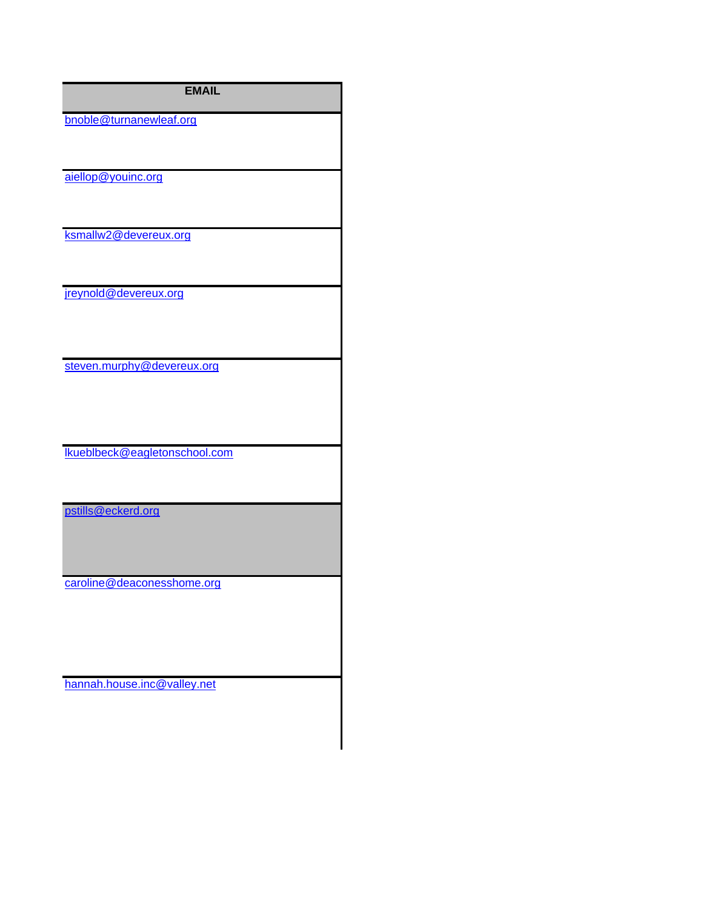| EMAIL |
| --- |
| bnoble@turnanewleaf.org |
| aiellop@youinc.org |
| ksmallw2@devereux.org |
| jreynold@devereux.org |
| steven.murphy@devereux.org |
| lkueblbeck@eagletonschool.com |
| pstills@eckerd.org |
| caroline@deaconesshome.org |
| hannah.house.inc@valley.net |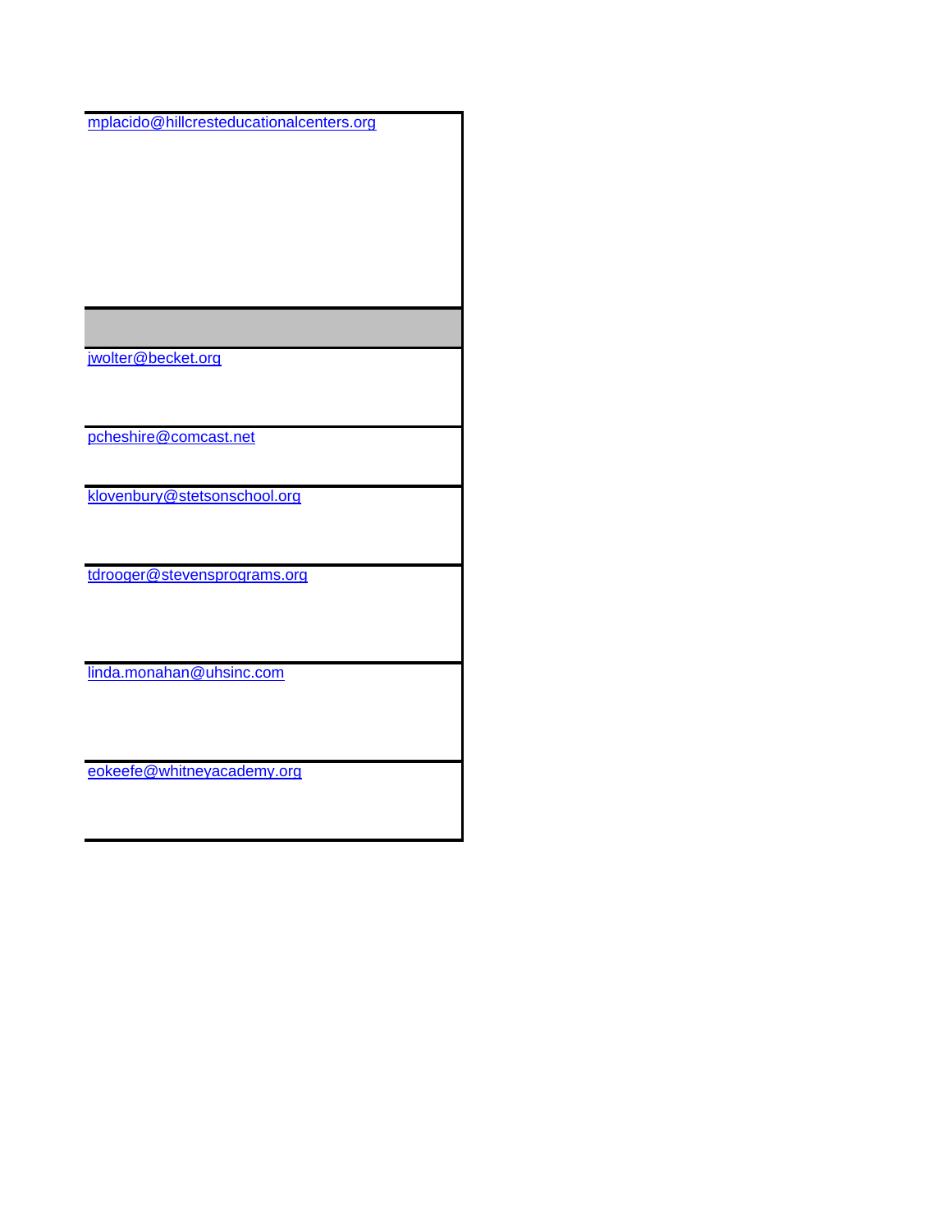| |
|---|
| mplacido@hillcresteducationalcenters.org |
| |
| jwolter@becket.org |
| pcheshire@comcast.net |
| klovenbury@stetsonschool.org |
| tdrooger@stevensprograms.org |
| linda.monahan@uhsinc.com |
| eokeefe@whitneyacademy.org |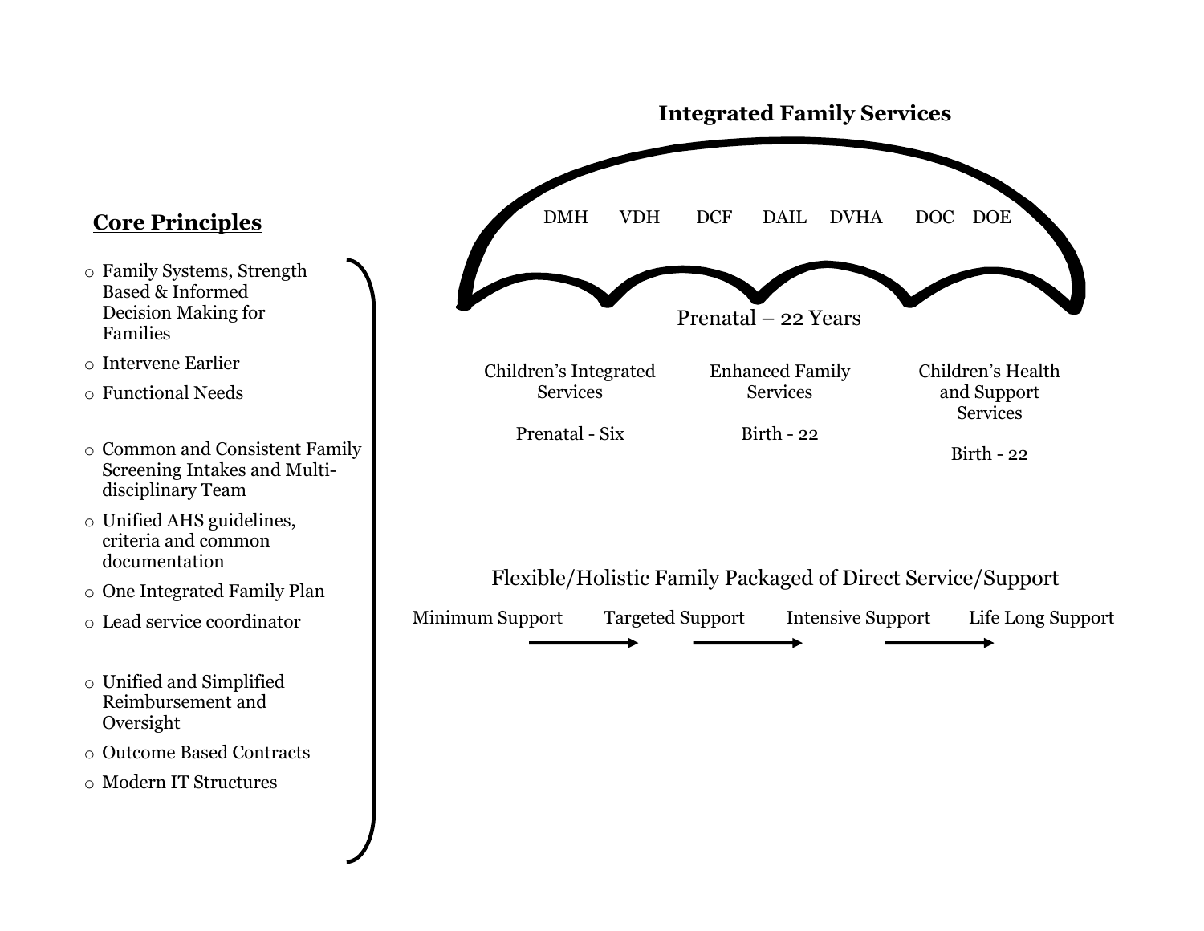## Core Principles

- Family Systems, Strength Based & Informed Decision Making for Families
- Intervene Earlier
- Functional Needs

- Common and Consistent Family Screening Intakes and Multi-disciplinary Team
- Unified AHS guidelines, criteria and common documentation
- One Integrated Family Plan
- Lead service coordinator

- Unified and Simplified Reimbursement and Oversight
- Outcome Based Contracts
- Modern IT Structures

## Integrated Family Services

DMH VDH DCF DAIL DVHA DOC DOE

Prenatal – 22 Years

| Children's Integrated Services | Enhanced Family Services | Children's Health and Support Services |
|---|---|---|
| Prenatal - Six | Birth - 22 | Birth - 22 |

Flexible/Holistic Family Packaged of Direct Service/Support

Minimum Support → Targeted Support → Intensive Support → Life Long Support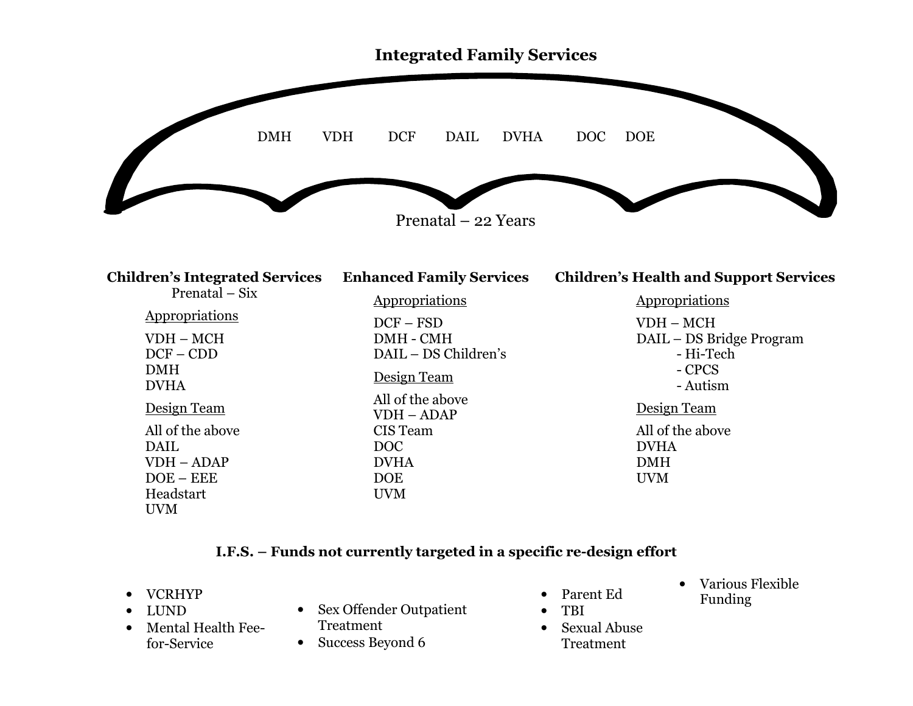# Integrated Family Services

DMH VDH DCF DAIL DVHA DOC DOE

Prenatal – 22 Years

### Children's Integrated Services

Prenatal – Six

Appropriations

VDH – MCH
DCF – CDD
DMH
DVHA

Design Team

All of the above
DAIL
VDH – ADAP
DOE – EEE
Headstart
UVM

### Enhanced Family Services

Appropriations

DCF – FSD
DMH - CMH
DAIL – DS Children's

Design Team

All of the above
VDH – ADAP
CIS Team
DOC
DVHA
DOE
UVM

### Children's Health and Support Services

Appropriations

VDH – MCH
DAIL – DS Bridge Program
- Hi-Tech
- CPCS
- Autism

Design Team

All of the above
DVHA
DMH
UVM

### I.F.S. – Funds not currently targeted in a specific re-design effort

- VCRHYP
- LUND
- Mental Health Fee-for-Service
- Sex Offender Outpatient Treatment
- Success Beyond 6
- Parent Ed
- TBI
- Sexual Abuse Treatment
- Various Flexible Funding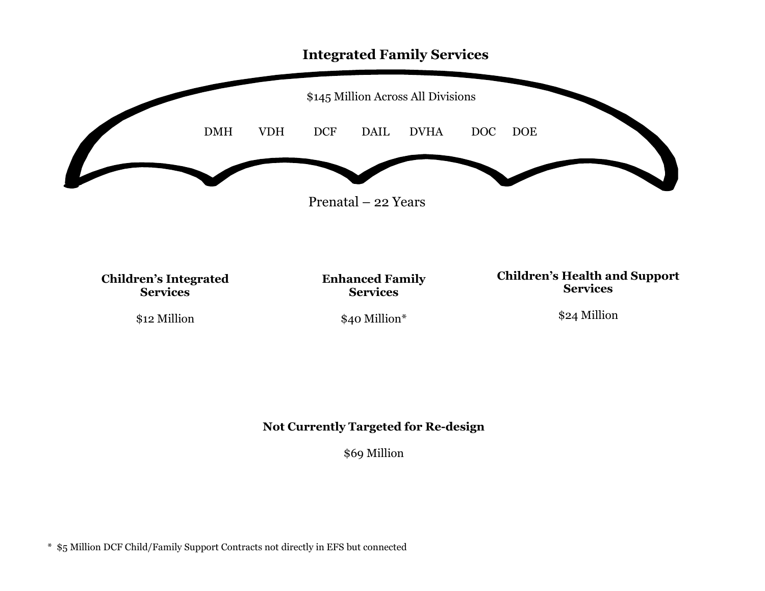**Integrated Family Services**

$145 Million Across All Divisions

DMH VDH DCF DAIL DVHA DOC DOE

Prenatal – 22 Years

**Children's Integrated Services**

$12 Million

**Enhanced Family Services**

$40 Million*

**Children's Health and Support Services**

$24 Million

**Not Currently Targeted for Re-design**

$69 Million

* $5 Million DCF Child/Family Support Contracts not directly in EFS but connected